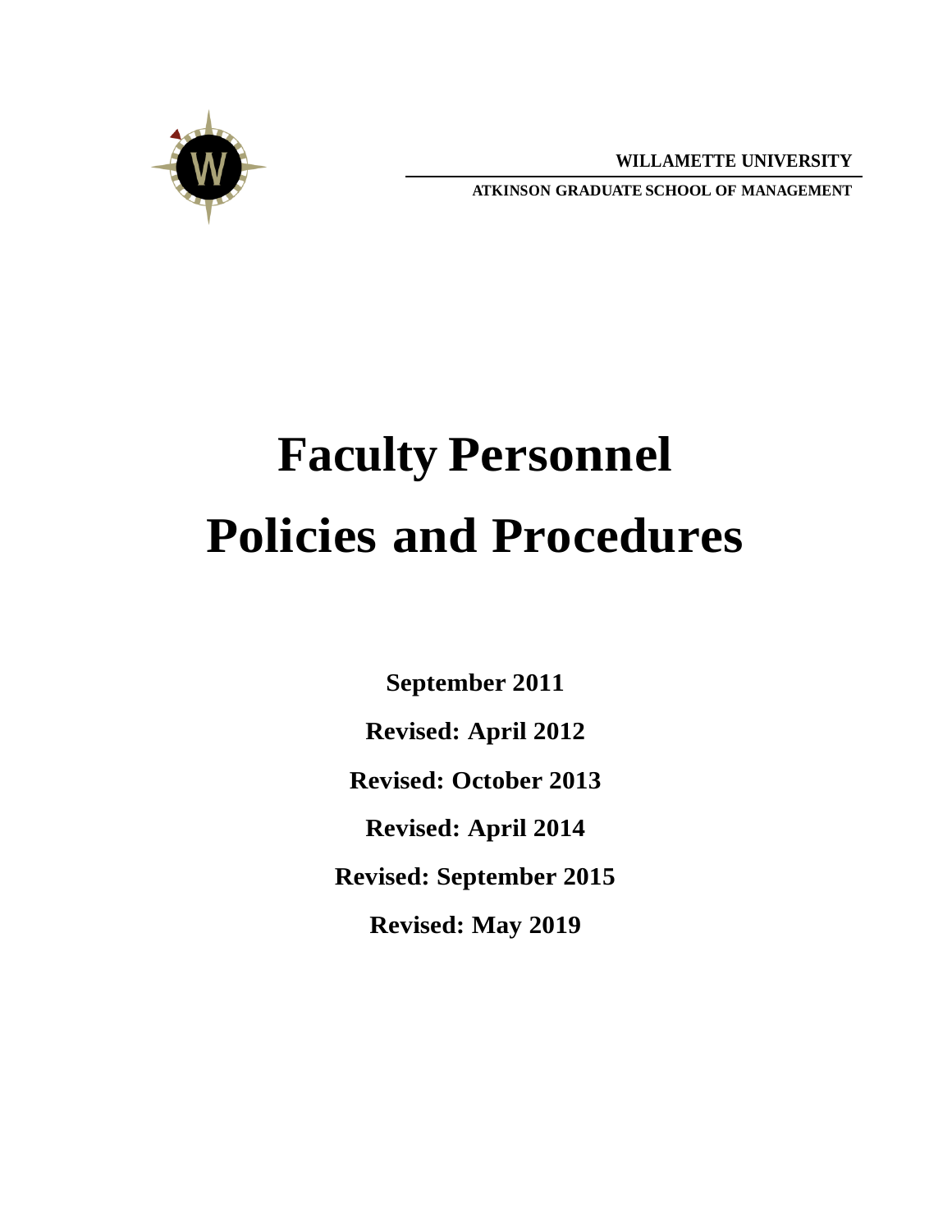**WILLAMETTE UNIVERSITY**

**ATKINSON GRADUATE SCHOOL OF MANAGEMENT**

# Faculty Personnel Policies and Procedures

**September 2011**

**Revised: April 2012**

**Revised: October 2013**

**Revised: April 2014**

**Revised: September 2015**

**Revised: May 2019**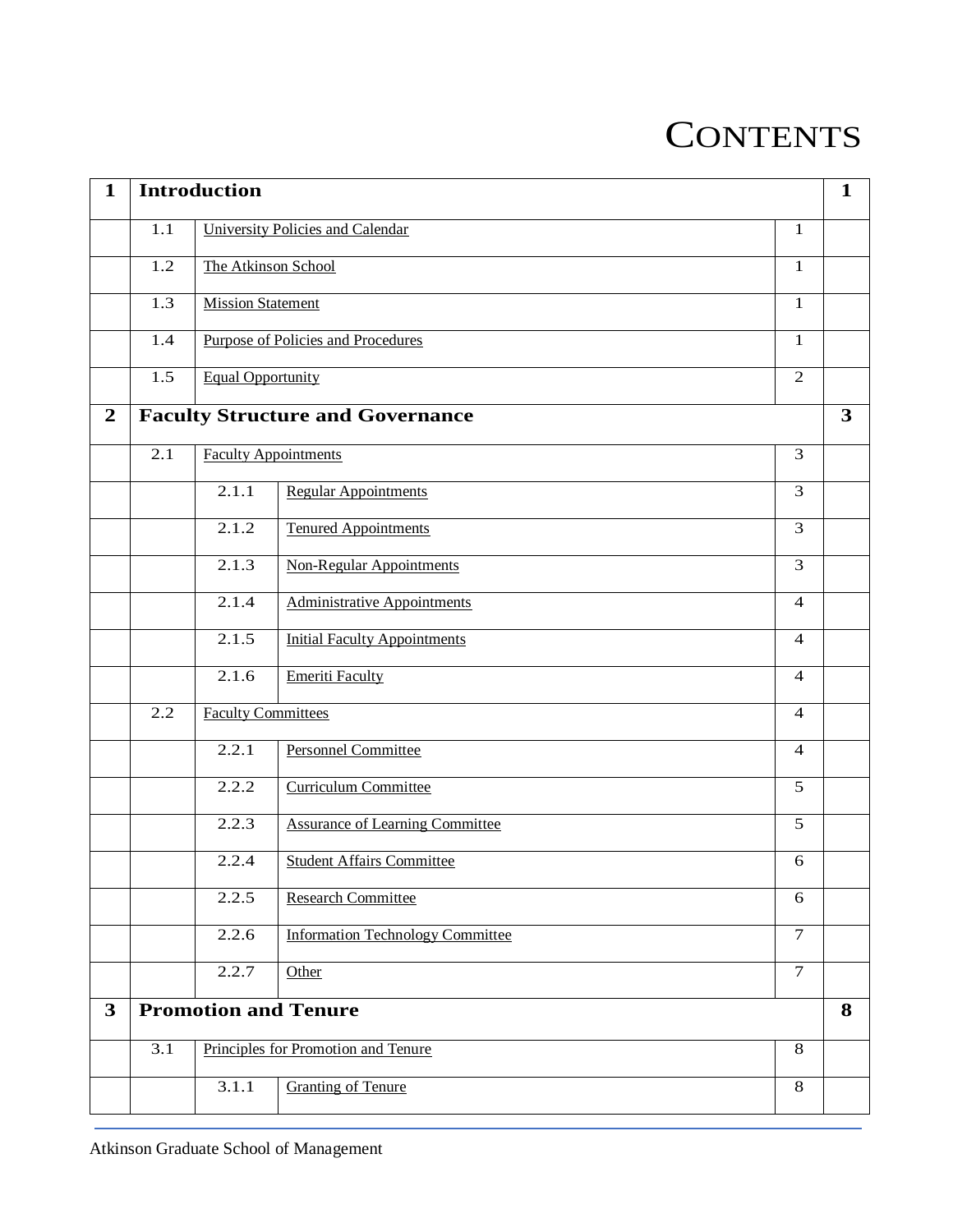# Contents

| | | | | | |
|---|---|---|---|---|---|
| **1** | **Introduction** | | | | **1** |
| | 1.1 | University Policies and Calendar | | 1 | |
| | 1.2 | The Atkinson School | | 1 | |
| | 1.3 | Mission Statement | | 1 | |
| | 1.4 | Purpose of Policies and Procedures | | 1 | |
| | 1.5 | Equal Opportunity | | 2 | |
| **2** | **Faculty Structure and Governance** | | | | **3** |
| | 2.1 | Faculty Appointments | | 3 | |
| | | 2.1.1 | Regular Appointments | 3 | |
| | | 2.1.2 | Tenured Appointments | 3 | |
| | | 2.1.3 | Non-Regular Appointments | 3 | |
| | | 2.1.4 | Administrative Appointments | 4 | |
| | | 2.1.5 | Initial Faculty Appointments | 4 | |
| | | 2.1.6 | Emeriti Faculty | 4 | |
| | 2.2 | Faculty Committees | | 4 | |
| | | 2.2.1 | Personnel Committee | 4 | |
| | | 2.2.2 | Curriculum Committee | 5 | |
| | | 2.2.3 | Assurance of Learning Committee | 5 | |
| | | 2.2.4 | Student Affairs Committee | 6 | |
| | | 2.2.5 | Research Committee | 6 | |
| | | 2.2.6 | Information Technology Committee | 7 | |
| | | 2.2.7 | Other | 7 | |
| **3** | **Promotion and Tenure** | | | | **8** |
| | 3.1 | Principles for Promotion and Tenure | | 8 | |
| | | 3.1.1 | Granting of Tenure | 8 | |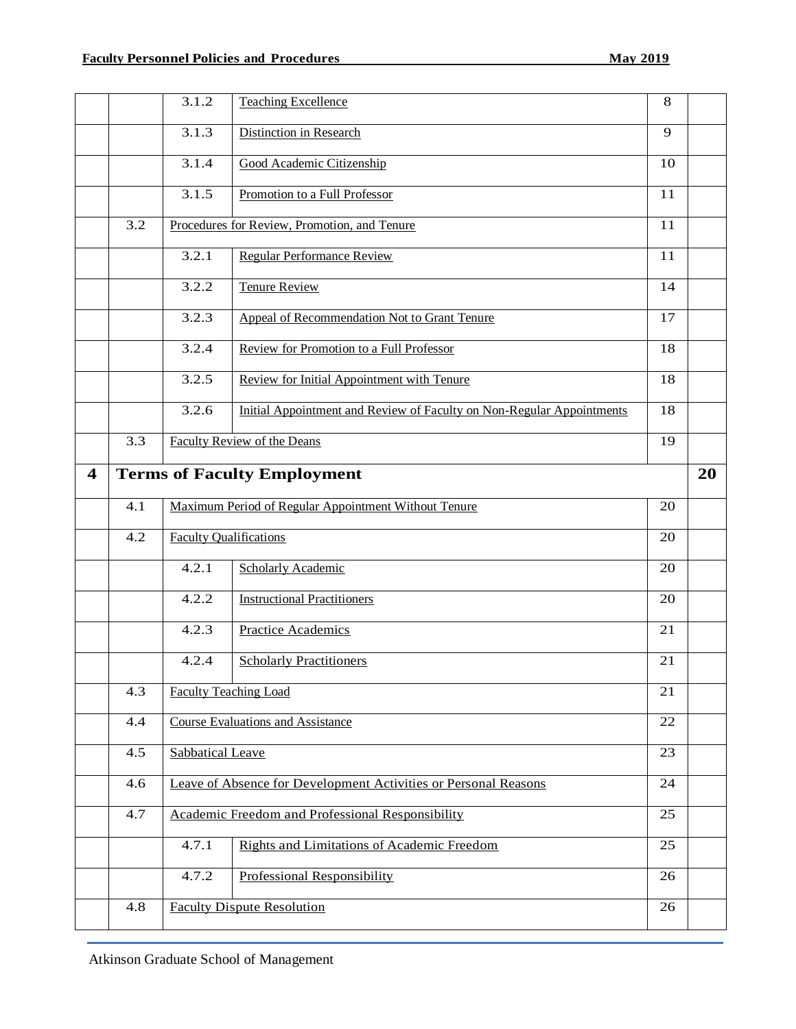| | | | | | |
|---|---|---|---|---|---|
| | | 3.1.2 | Teaching Excellence | 8 | |
| | | 3.1.3 | Distinction in Research | 9 | |
| | | 3.1.4 | Good Academic Citizenship | 10 | |
| | | 3.1.5 | Promotion to a Full Professor | 11 | |
| | 3.2 | Procedures for Review, Promotion, and Tenure | | 11 | |
| | | 3.2.1 | Regular Performance Review | 11 | |
| | | 3.2.2 | Tenure Review | 14 | |
| | | 3.2.3 | Appeal of Recommendation Not to Grant Tenure | 17 | |
| | | 3.2.4 | Review for Promotion to a Full Professor | 18 | |
| | | 3.2.5 | Review for Initial Appointment with Tenure | 18 | |
| | | 3.2.6 | Initial Appointment and Review of Faculty on Non-Regular Appointments | 18 | |
| | 3.3 | Faculty Review of the Deans | | 19 | |
| **4** | **Terms of Faculty Employment** | | | | **20** |
| | 4.1 | Maximum Period of Regular Appointment Without Tenure | | 20 | |
| | 4.2 | Faculty Qualifications | | 20 | |
| | | 4.2.1 | Scholarly Academic | 20 | |
| | | 4.2.2 | Instructional Practitioners | 20 | |
| | | 4.2.3 | Practice Academics | 21 | |
| | | 4.2.4 | Scholarly Practitioners | 21 | |
| | 4.3 | Faculty Teaching Load | | 21 | |
| | 4.4 | Course Evaluations and Assistance | | 22 | |
| | 4.5 | Sabbatical Leave | | 23 | |
| | 4.6 | Leave of Absence for Development Activities or Personal Reasons | | 24 | |
| | 4.7 | Academic Freedom and Professional Responsibility | | 25 | |
| | | 4.7.1 | Rights and Limitations of Academic Freedom | 25 | |
| | | 4.7.2 | Professional Responsibility | 26 | |
| | 4.8 | Faculty Dispute Resolution | | 26 | |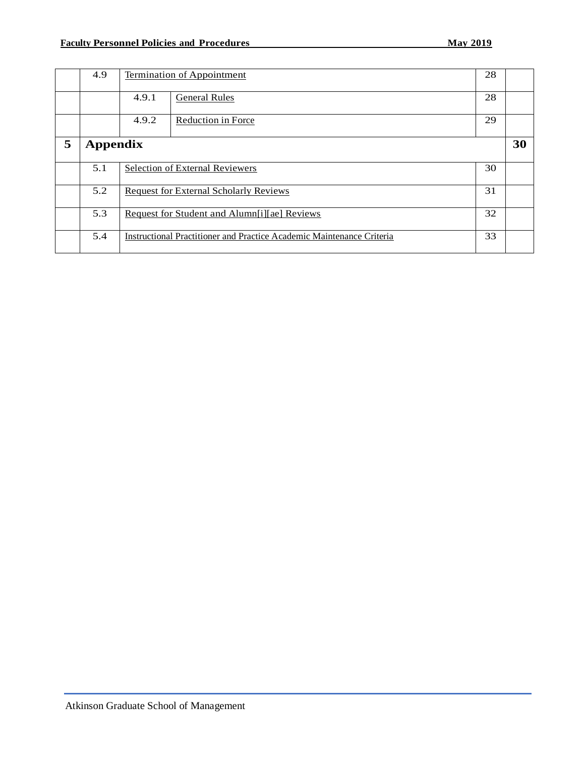| | | | | | |
|---|---|---|---|---|---|
| | 4.9 | Termination of Appointment | | 28 | |
| | | 4.9.1 | General Rules | 28 | |
| | | 4.9.2 | Reduction in Force | 29 | |
| **5** | **Appendix** | | | | **30** |
| | 5.1 | Selection of External Reviewers | | 30 | |
| | 5.2 | Request for External Scholarly Reviews | | 31 | |
| | 5.3 | Request for Student and Alumn[i][ae] Reviews | | 32 | |
| | 5.4 | Instructional Practitioner and Practice Academic Maintenance Criteria | | 33 | |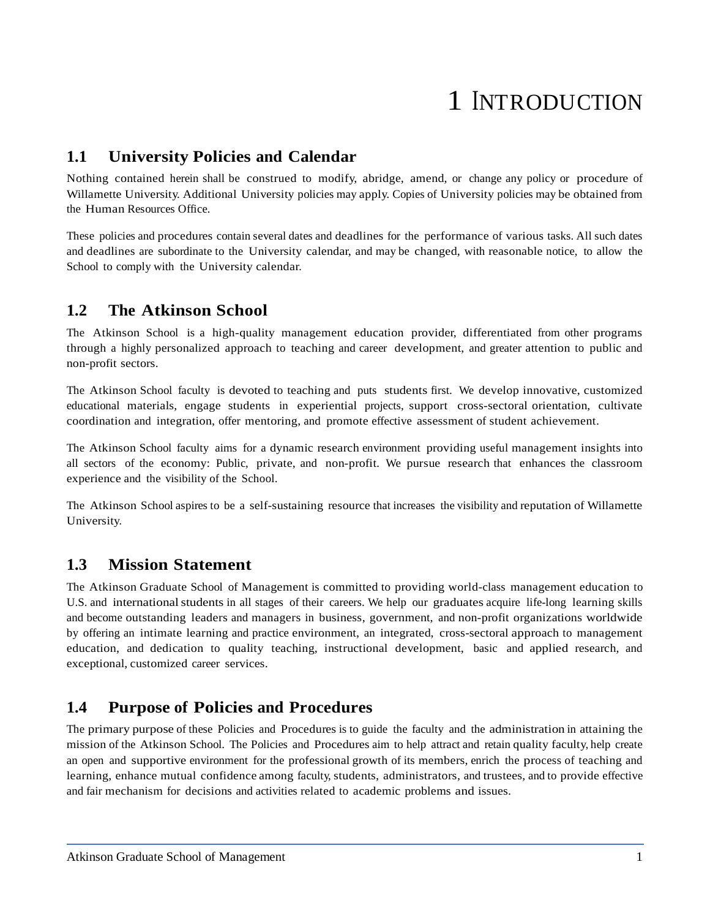# 1 INTRODUCTION

## 1.1 University Policies and Calendar

Nothing contained herein shall be construed to modify, abridge, amend, or change any policy or procedure of Willamette University. Additional University policies may apply. Copies of University policies may be obtained from the Human Resources Office.

These policies and procedures contain several dates and deadlines for the performance of various tasks. All such dates and deadlines are subordinate to the University calendar, and may be changed, with reasonable notice, to allow the School to comply with the University calendar.

## 1.2 The Atkinson School

The Atkinson School is a high-quality management education provider, differentiated from other programs through a highly personalized approach to teaching and career development, and greater attention to public and non-profit sectors.

The Atkinson School faculty is devoted to teaching and puts students first. We develop innovative, customized educational materials, engage students in experiential projects, support cross-sectoral orientation, cultivate coordination and integration, offer mentoring, and promote effective assessment of student achievement.

The Atkinson School faculty aims for a dynamic research environment providing useful management insights into all sectors of the economy: Public, private, and non-profit. We pursue research that enhances the classroom experience and the visibility of the School.

The Atkinson School aspires to be a self-sustaining resource that increases the visibility and reputation of Willamette University.

## 1.3 Mission Statement

The Atkinson Graduate School of Management is committed to providing world-class management education to U.S. and international students in all stages of their careers. We help our graduates acquire life-long learning skills and become outstanding leaders and managers in business, government, and non-profit organizations worldwide by offering an intimate learning and practice environment, an integrated, cross-sectoral approach to management education, and dedication to quality teaching, instructional development, basic and applied research, and exceptional, customized career services.

## 1.4 Purpose of Policies and Procedures

The primary purpose of these Policies and Procedures is to guide the faculty and the administration in attaining the mission of the Atkinson School. The Policies and Procedures aim to help attract and retain quality faculty, help create an open and supportive environment for the professional growth of its members, enrich the process of teaching and learning, enhance mutual confidence among faculty, students, administrators, and trustees, and to provide effective and fair mechanism for decisions and activities related to academic problems and issues.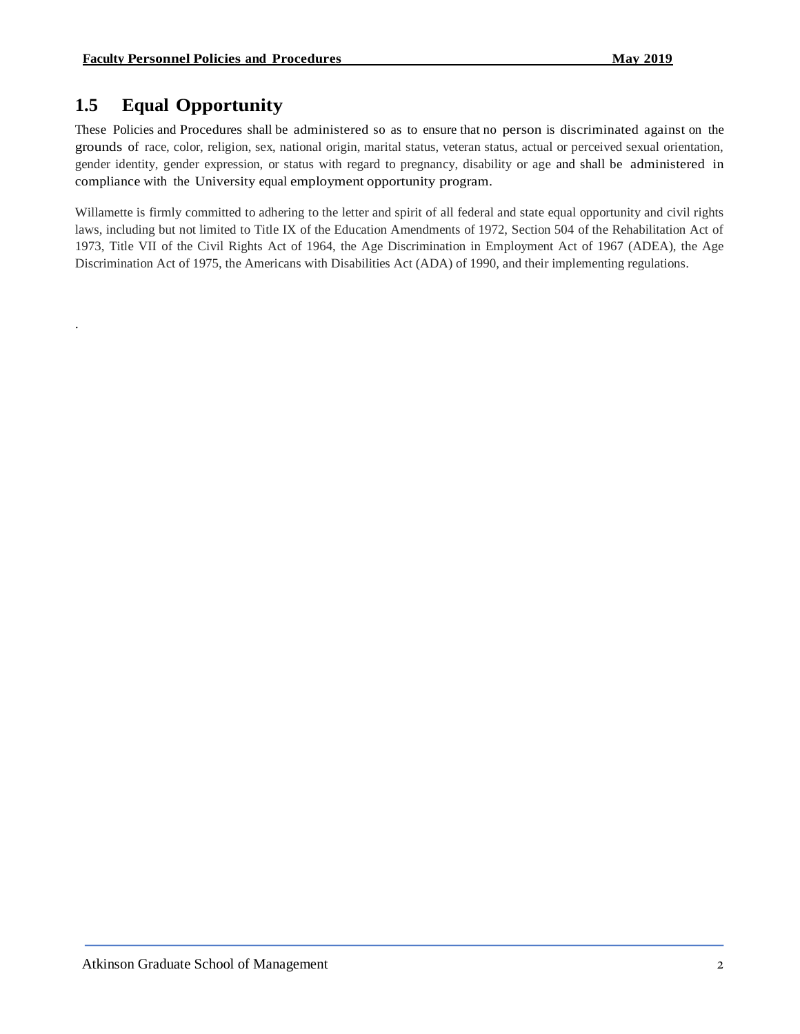## 1.5 Equal Opportunity

These Policies and Procedures shall be administered so as to ensure that no person is discriminated against on the grounds of race, color, religion, sex, national origin, marital status, veteran status, actual or perceived sexual orientation, gender identity, gender expression, or status with regard to pregnancy, disability or age and shall be administered in compliance with the University equal employment opportunity program.

Willamette is firmly committed to adhering to the letter and spirit of all federal and state equal opportunity and civil rights laws, including but not limited to Title IX of the Education Amendments of 1972, Section 504 of the Rehabilitation Act of 1973, Title VII of the Civil Rights Act of 1964, the Age Discrimination in Employment Act of 1967 (ADEA), the Age Discrimination Act of 1975, the Americans with Disabilities Act (ADA) of 1990, and their implementing regulations.

.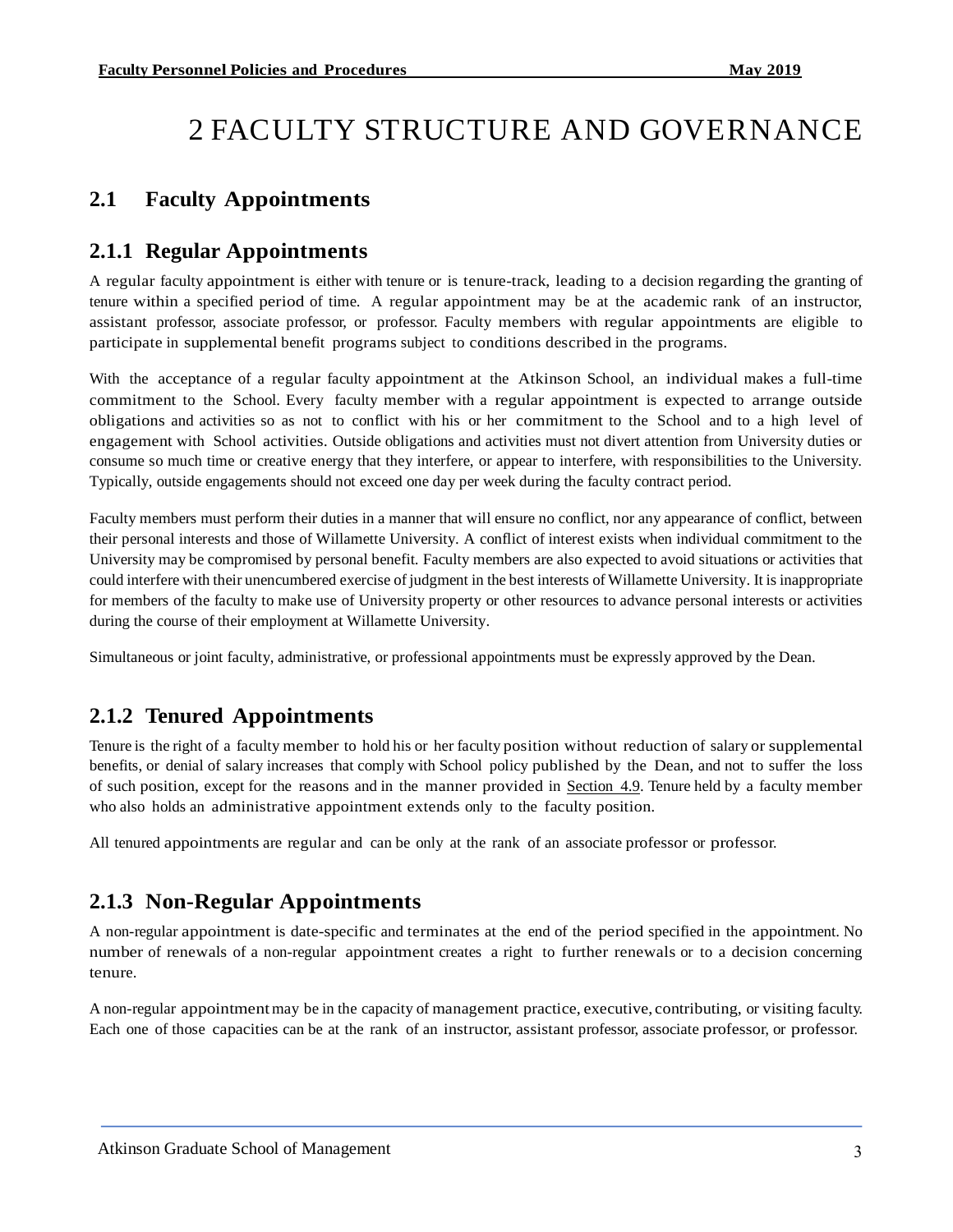# 2 FACULTY STRUCTURE AND GOVERNANCE

## 2.1 Faculty Appointments

### 2.1.1 Regular Appointments

A regular faculty appointment is either with tenure or is tenure-track, leading to a decision regarding the granting of tenure within a specified period of time. A regular appointment may be at the academic rank of an instructor, assistant professor, associate professor, or professor. Faculty members with regular appointments are eligible to participate in supplemental benefit programs subject to conditions described in the programs.

With the acceptance of a regular faculty appointment at the Atkinson School, an individual makes a full-time commitment to the School. Every faculty member with a regular appointment is expected to arrange outside obligations and activities so as not to conflict with his or her commitment to the School and to a high level of engagement with School activities. Outside obligations and activities must not divert attention from University duties or consume so much time or creative energy that they interfere, or appear to interfere, with responsibilities to the University. Typically, outside engagements should not exceed one day per week during the faculty contract period.

Faculty members must perform their duties in a manner that will ensure no conflict, nor any appearance of conflict, between their personal interests and those of Willamette University. A conflict of interest exists when individual commitment to the University may be compromised by personal benefit. Faculty members are also expected to avoid situations or activities that could interfere with their unencumbered exercise of judgment in the best interests of Willamette University. It is inappropriate for members of the faculty to make use of University property or other resources to advance personal interests or activities during the course of their employment at Willamette University.

Simultaneous or joint faculty, administrative, or professional appointments must be expressly approved by the Dean.

### 2.1.2 Tenured Appointments

Tenure is the right of a faculty member to hold his or her faculty position without reduction of salary or supplemental benefits, or denial of salary increases that comply with School policy published by the Dean, and not to suffer the loss of such position, except for the reasons and in the manner provided in Section 4.9. Tenure held by a faculty member who also holds an administrative appointment extends only to the faculty position.

All tenured appointments are regular and can be only at the rank of an associate professor or professor.

### 2.1.3 Non-Regular Appointments

A non-regular appointment is date-specific and terminates at the end of the period specified in the appointment. No number of renewals of a non-regular appointment creates a right to further renewals or to a decision concerning tenure.

A non-regular appointment may be in the capacity of management practice, executive, contributing, or visiting faculty. Each one of those capacities can be at the rank of an instructor, assistant professor, associate professor, or professor.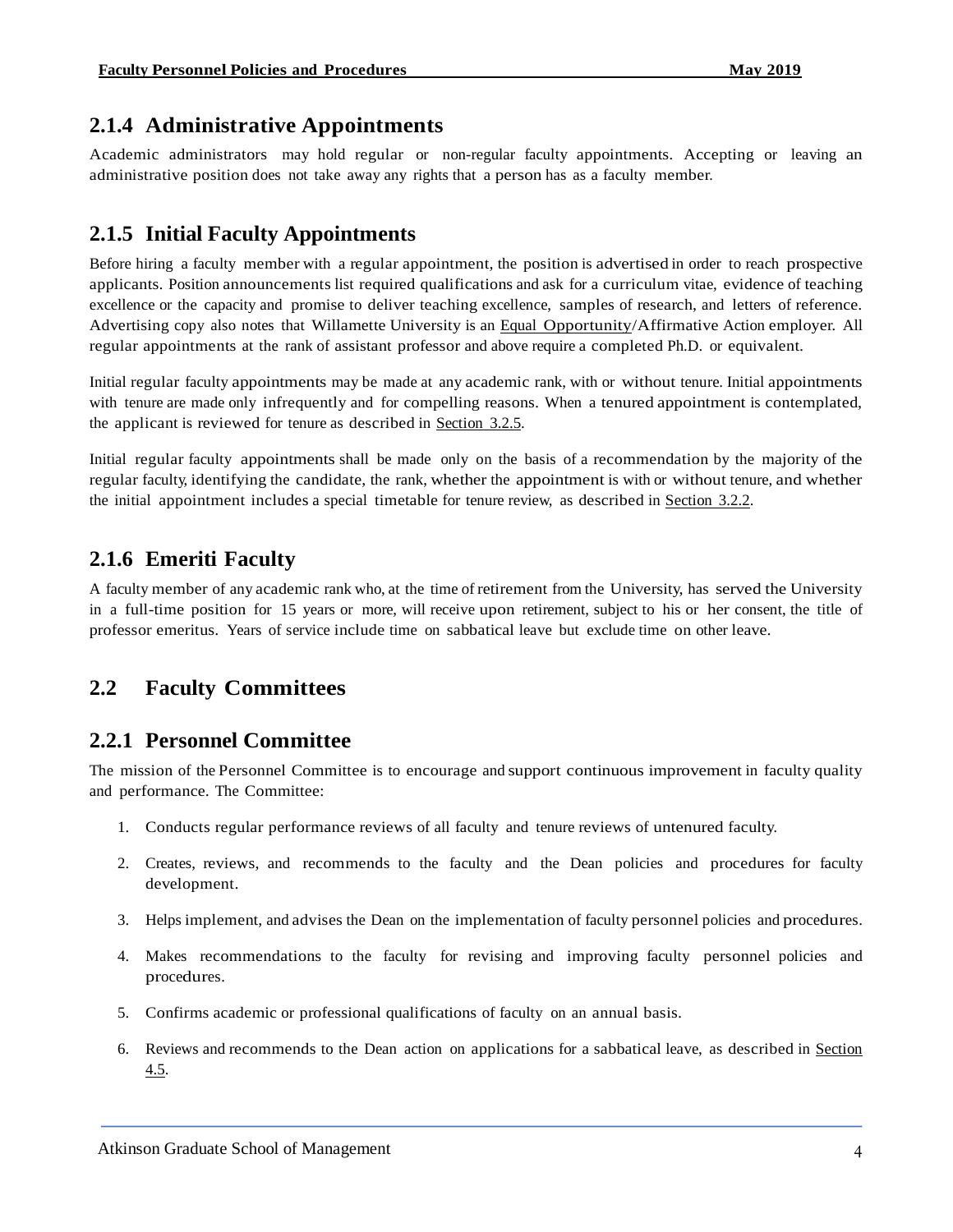### 2.1.4 Administrative Appointments

Academic administrators may hold regular or non-regular faculty appointments. Accepting or leaving an administrative position does not take away any rights that a person has as a faculty member.

### 2.1.5 Initial Faculty Appointments

Before hiring a faculty member with a regular appointment, the position is advertised in order to reach prospective applicants. Position announcements list required qualifications and ask for a curriculum vitae, evidence of teaching excellence or the capacity and promise to deliver teaching excellence, samples of research, and letters of reference. Advertising copy also notes that Willamette University is an Equal Opportunity/Affirmative Action employer. All regular appointments at the rank of assistant professor and above require a completed Ph.D. or equivalent.

Initial regular faculty appointments may be made at any academic rank, with or without tenure. Initial appointments with tenure are made only infrequently and for compelling reasons. When a tenured appointment is contemplated, the applicant is reviewed for tenure as described in Section 3.2.5.

Initial regular faculty appointments shall be made only on the basis of a recommendation by the majority of the regular faculty, identifying the candidate, the rank, whether the appointment is with or without tenure, and whether the initial appointment includes a special timetable for tenure review, as described in Section 3.2.2.

### 2.1.6 Emeriti Faculty

A faculty member of any academic rank who, at the time of retirement from the University, has served the University in a full-time position for 15 years or more, will receive upon retirement, subject to his or her consent, the title of professor emeritus. Years of service include time on sabbatical leave but exclude time on other leave.

## 2.2 Faculty Committees

### 2.2.1 Personnel Committee

The mission of the Personnel Committee is to encourage and support continuous improvement in faculty quality and performance. The Committee:

1. Conducts regular performance reviews of all faculty and tenure reviews of untenured faculty.
2. Creates, reviews, and recommends to the faculty and the Dean policies and procedures for faculty development.
3. Helps implement, and advises the Dean on the implementation of faculty personnel policies and procedures.
4. Makes recommendations to the faculty for revising and improving faculty personnel policies and procedures.
5. Confirms academic or professional qualifications of faculty on an annual basis.
6. Reviews and recommends to the Dean action on applications for a sabbatical leave, as described in Section 4.5.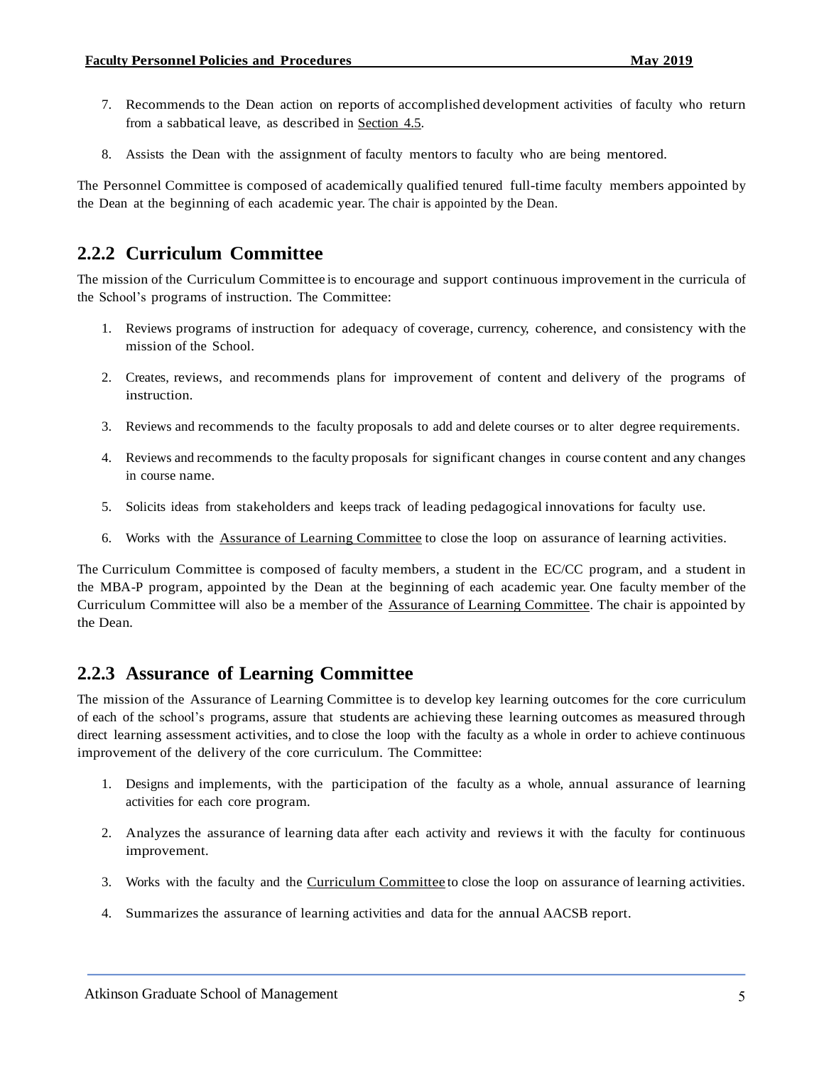7. Recommends to the Dean action on reports of accomplished development activities of faculty who return from a sabbatical leave, as described in Section 4.5.

8. Assists the Dean with the assignment of faculty mentors to faculty who are being mentored.

The Personnel Committee is composed of academically qualified tenured full-time faculty members appointed by the Dean at the beginning of each academic year. The chair is appointed by the Dean.

### 2.2.2 Curriculum Committee

The mission of the Curriculum Committee is to encourage and support continuous improvement in the curricula of the School's programs of instruction. The Committee:

1. Reviews programs of instruction for adequacy of coverage, currency, coherence, and consistency with the mission of the School.

2. Creates, reviews, and recommends plans for improvement of content and delivery of the programs of instruction.

3. Reviews and recommends to the faculty proposals to add and delete courses or to alter degree requirements.

4. Reviews and recommends to the faculty proposals for significant changes in course content and any changes in course name.

5. Solicits ideas from stakeholders and keeps track of leading pedagogical innovations for faculty use.

6. Works with the Assurance of Learning Committee to close the loop on assurance of learning activities.

The Curriculum Committee is composed of faculty members, a student in the EC/CC program, and a student in the MBA-P program, appointed by the Dean at the beginning of each academic year. One faculty member of the Curriculum Committee will also be a member of the Assurance of Learning Committee. The chair is appointed by the Dean.

### 2.2.3 Assurance of Learning Committee

The mission of the Assurance of Learning Committee is to develop key learning outcomes for the core curriculum of each of the school's programs, assure that students are achieving these learning outcomes as measured through direct learning assessment activities, and to close the loop with the faculty as a whole in order to achieve continuous improvement of the delivery of the core curriculum. The Committee:

1. Designs and implements, with the participation of the faculty as a whole, annual assurance of learning activities for each core program.

2. Analyzes the assurance of learning data after each activity and reviews it with the faculty for continuous improvement.

3. Works with the faculty and the Curriculum Committee to close the loop on assurance of learning activities.

4. Summarizes the assurance of learning activities and data for the annual AACSB report.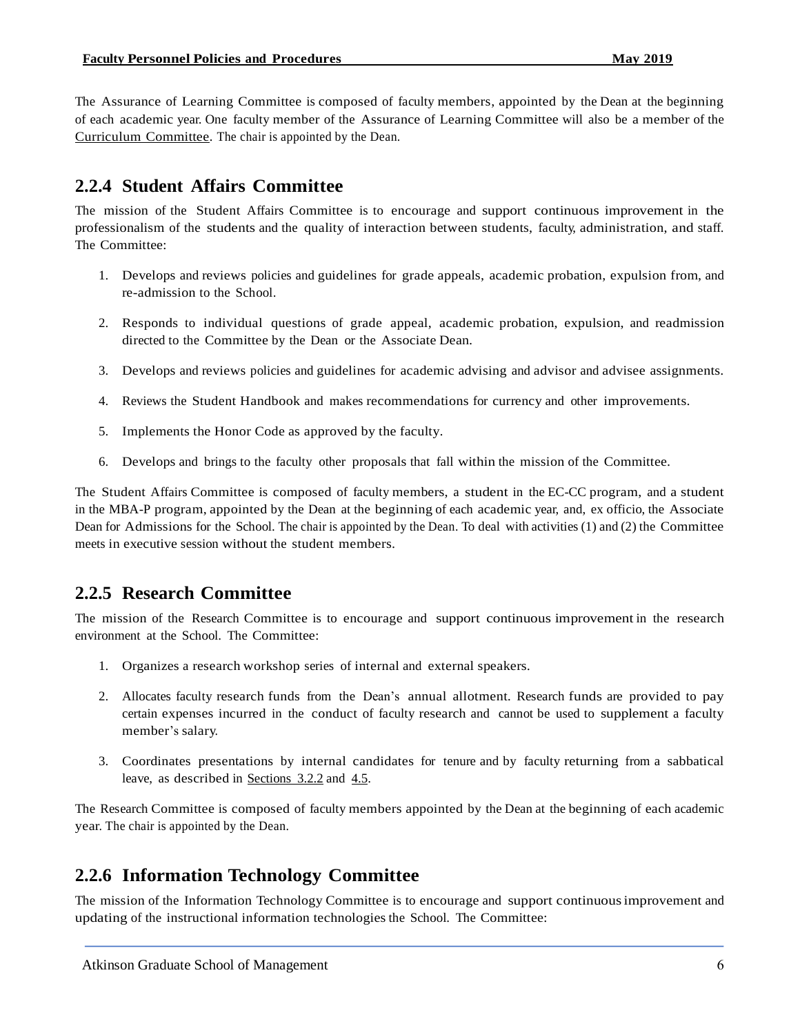The Assurance of Learning Committee is composed of faculty members, appointed by the Dean at the beginning of each academic year. One faculty member of the Assurance of Learning Committee will also be a member of the Curriculum Committee. The chair is appointed by the Dean.

### 2.2.4 Student Affairs Committee

The mission of the Student Affairs Committee is to encourage and support continuous improvement in the professionalism of the students and the quality of interaction between students, faculty, administration, and staff. The Committee:

1. Develops and reviews policies and guidelines for grade appeals, academic probation, expulsion from, and re-admission to the School.
2. Responds to individual questions of grade appeal, academic probation, expulsion, and readmission directed to the Committee by the Dean or the Associate Dean.
3. Develops and reviews policies and guidelines for academic advising and advisor and advisee assignments.
4. Reviews the Student Handbook and makes recommendations for currency and other improvements.
5. Implements the Honor Code as approved by the faculty.
6. Develops and brings to the faculty other proposals that fall within the mission of the Committee.

The Student Affairs Committee is composed of faculty members, a student in the EC-CC program, and a student in the MBA-P program, appointed by the Dean at the beginning of each academic year, and, ex officio, the Associate Dean for Admissions for the School. The chair is appointed by the Dean. To deal with activities (1) and (2) the Committee meets in executive session without the student members.

### 2.2.5 Research Committee

The mission of the Research Committee is to encourage and support continuous improvement in the research environment at the School. The Committee:

1. Organizes a research workshop series of internal and external speakers.
2. Allocates faculty research funds from the Dean's annual allotment. Research funds are provided to pay certain expenses incurred in the conduct of faculty research and cannot be used to supplement a faculty member's salary.
3. Coordinates presentations by internal candidates for tenure and by faculty returning from a sabbatical leave, as described in Sections 3.2.2 and 4.5.

The Research Committee is composed of faculty members appointed by the Dean at the beginning of each academic year. The chair is appointed by the Dean.

### 2.2.6 Information Technology Committee

The mission of the Information Technology Committee is to encourage and support continuous improvement and updating of the instructional information technologies the School. The Committee: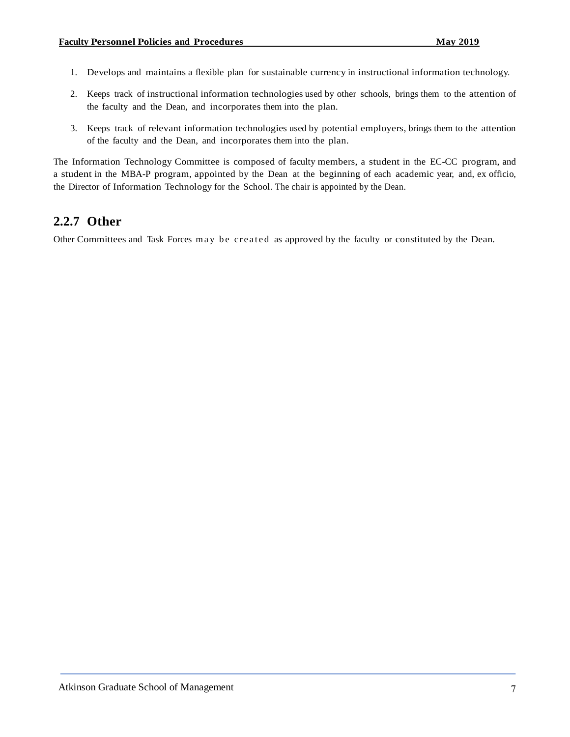1. Develops and maintains a flexible plan for sustainable currency in instructional information technology.
2. Keeps track of instructional information technologies used by other schools, brings them to the attention of the faculty and the Dean, and incorporates them into the plan.
3. Keeps track of relevant information technologies used by potential employers, brings them to the attention of the faculty and the Dean, and incorporates them into the plan.

The Information Technology Committee is composed of faculty members, a student in the EC-CC program, and a student in the MBA-P program, appointed by the Dean at the beginning of each academic year, and, ex officio, the Director of Information Technology for the School. The chair is appointed by the Dean.

### 2.2.7 Other

Other Committees and Task Forces may be created as approved by the faculty or constituted by the Dean.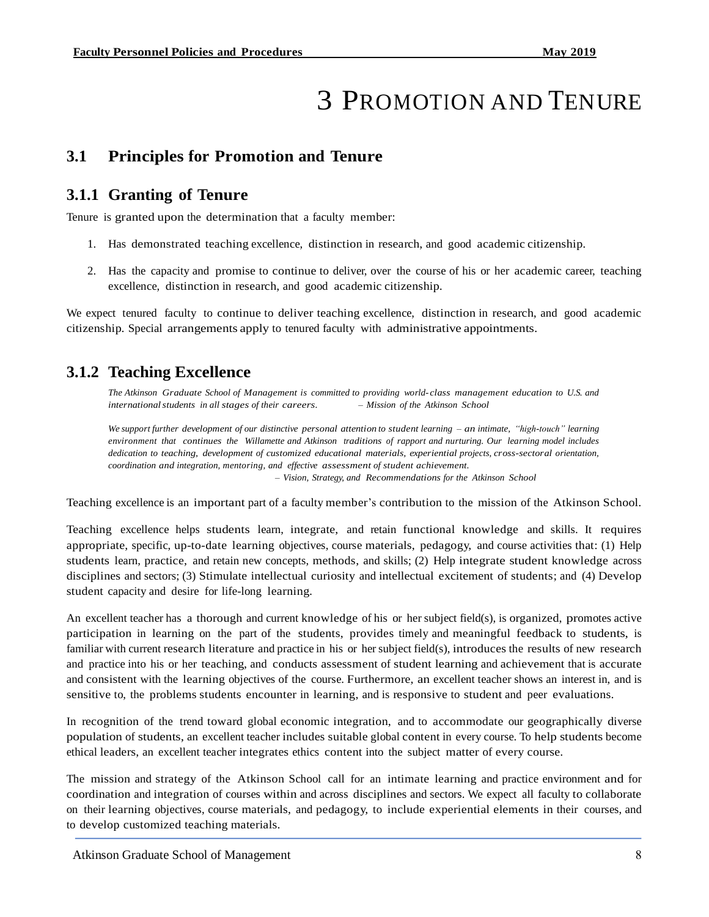# 3 PROMOTION AND TENURE

## 3.1 Principles for Promotion and Tenure

### 3.1.1 Granting of Tenure

Tenure is granted upon the determination that a faculty member:

1. Has demonstrated teaching excellence, distinction in research, and good academic citizenship.
2. Has the capacity and promise to continue to deliver, over the course of his or her academic career, teaching excellence, distinction in research, and good academic citizenship.

We expect tenured faculty to continue to deliver teaching excellence, distinction in research, and good academic citizenship. Special arrangements apply to tenured faculty with administrative appointments.

### 3.1.2 Teaching Excellence

*The Atkinson Graduate School of Management is committed to providing world-class management education to U.S. and international students in all stages of their careers. – Mission of the Atkinson School*

*We support further development of our distinctive personal attention to student learning – an intimate, "high-touch" learning environment that continues the Willamette and Atkinson traditions of rapport and nurturing. Our learning model includes dedication to teaching, development of customized educational materials, experiential projects, cross-sectoral orientation, coordination and integration, mentoring, and effective assessment of student achievement.*
*– Vision, Strategy, and Recommendations for the Atkinson School*

Teaching excellence is an important part of a faculty member's contribution to the mission of the Atkinson School.

Teaching excellence helps students learn, integrate, and retain functional knowledge and skills. It requires appropriate, specific, up-to-date learning objectives, course materials, pedagogy, and course activities that: (1) Help students learn, practice, and retain new concepts, methods, and skills; (2) Help integrate student knowledge across disciplines and sectors; (3) Stimulate intellectual curiosity and intellectual excitement of students; and (4) Develop student capacity and desire for life-long learning.

An excellent teacher has a thorough and current knowledge of his or her subject field(s), is organized, promotes active participation in learning on the part of the students, provides timely and meaningful feedback to students, is familiar with current research literature and practice in his or her subject field(s), introduces the results of new research and practice into his or her teaching, and conducts assessment of student learning and achievement that is accurate and consistent with the learning objectives of the course. Furthermore, an excellent teacher shows an interest in, and is sensitive to, the problems students encounter in learning, and is responsive to student and peer evaluations.

In recognition of the trend toward global economic integration, and to accommodate our geographically diverse population of students, an excellent teacher includes suitable global content in every course. To help students become ethical leaders, an excellent teacher integrates ethics content into the subject matter of every course.

The mission and strategy of the Atkinson School call for an intimate learning and practice environment and for coordination and integration of courses within and across disciplines and sectors. We expect all faculty to collaborate on their learning objectives, course materials, and pedagogy, to include experiential elements in their courses, and to develop customized teaching materials.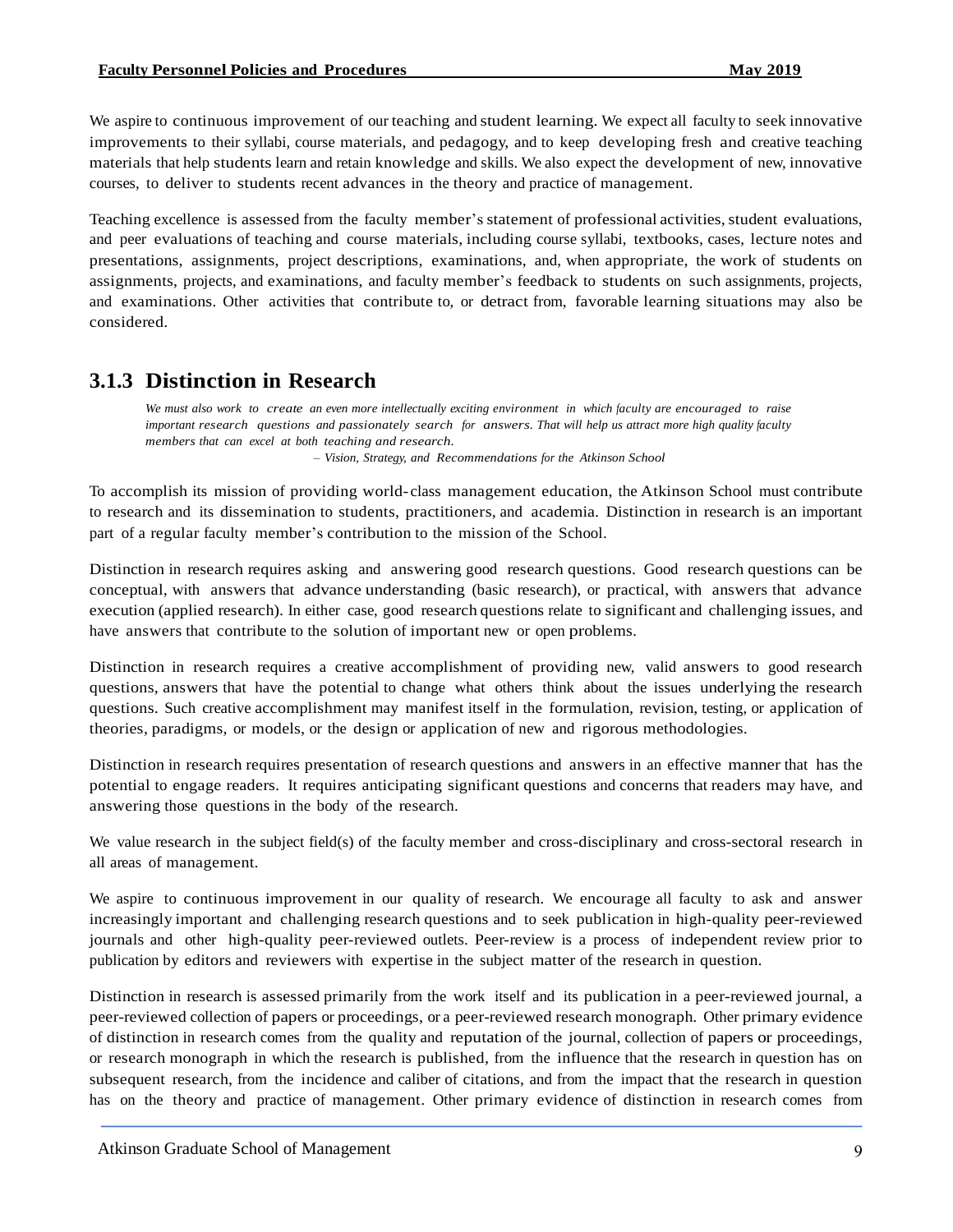We aspire to continuous improvement of our teaching and student learning. We expect all faculty to seek innovative improvements to their syllabi, course materials, and pedagogy, and to keep developing fresh and creative teaching materials that help students learn and retain knowledge and skills. We also expect the development of new, innovative courses, to deliver to students recent advances in the theory and practice of management.

Teaching excellence is assessed from the faculty member's statement of professional activities, student evaluations, and peer evaluations of teaching and course materials, including course syllabi, textbooks, cases, lecture notes and presentations, assignments, project descriptions, examinations, and, when appropriate, the work of students on assignments, projects, and examinations, and faculty member's feedback to students on such assignments, projects, and examinations. Other activities that contribute to, or detract from, favorable learning situations may also be considered.

### 3.1.3 Distinction in Research

> *We must also work to create an even more intellectually exciting environment in which faculty are encouraged to raise important research questions and passionately search for answers. That will help us attract more high quality faculty members that can excel at both teaching and research.*
>
> *– Vision, Strategy, and Recommendations for the Atkinson School*

To accomplish its mission of providing world-class management education, the Atkinson School must contribute to research and its dissemination to students, practitioners, and academia. Distinction in research is an important part of a regular faculty member's contribution to the mission of the School.

Distinction in research requires asking and answering good research questions. Good research questions can be conceptual, with answers that advance understanding (basic research), or practical, with answers that advance execution (applied research). In either case, good research questions relate to significant and challenging issues, and have answers that contribute to the solution of important new or open problems.

Distinction in research requires a creative accomplishment of providing new, valid answers to good research questions, answers that have the potential to change what others think about the issues underlying the research questions. Such creative accomplishment may manifest itself in the formulation, revision, testing, or application of theories, paradigms, or models, or the design or application of new and rigorous methodologies.

Distinction in research requires presentation of research questions and answers in an effective manner that has the potential to engage readers. It requires anticipating significant questions and concerns that readers may have, and answering those questions in the body of the research.

We value research in the subject field(s) of the faculty member and cross-disciplinary and cross-sectoral research in all areas of management.

We aspire to continuous improvement in our quality of research. We encourage all faculty to ask and answer increasingly important and challenging research questions and to seek publication in high-quality peer-reviewed journals and other high-quality peer-reviewed outlets. Peer-review is a process of independent review prior to publication by editors and reviewers with expertise in the subject matter of the research in question.

Distinction in research is assessed primarily from the work itself and its publication in a peer-reviewed journal, a peer-reviewed collection of papers or proceedings, or a peer-reviewed research monograph. Other primary evidence of distinction in research comes from the quality and reputation of the journal, collection of papers or proceedings, or research monograph in which the research is published, from the influence that the research in question has on subsequent research, from the incidence and caliber of citations, and from the impact that the research in question has on the theory and practice of management. Other primary evidence of distinction in research comes from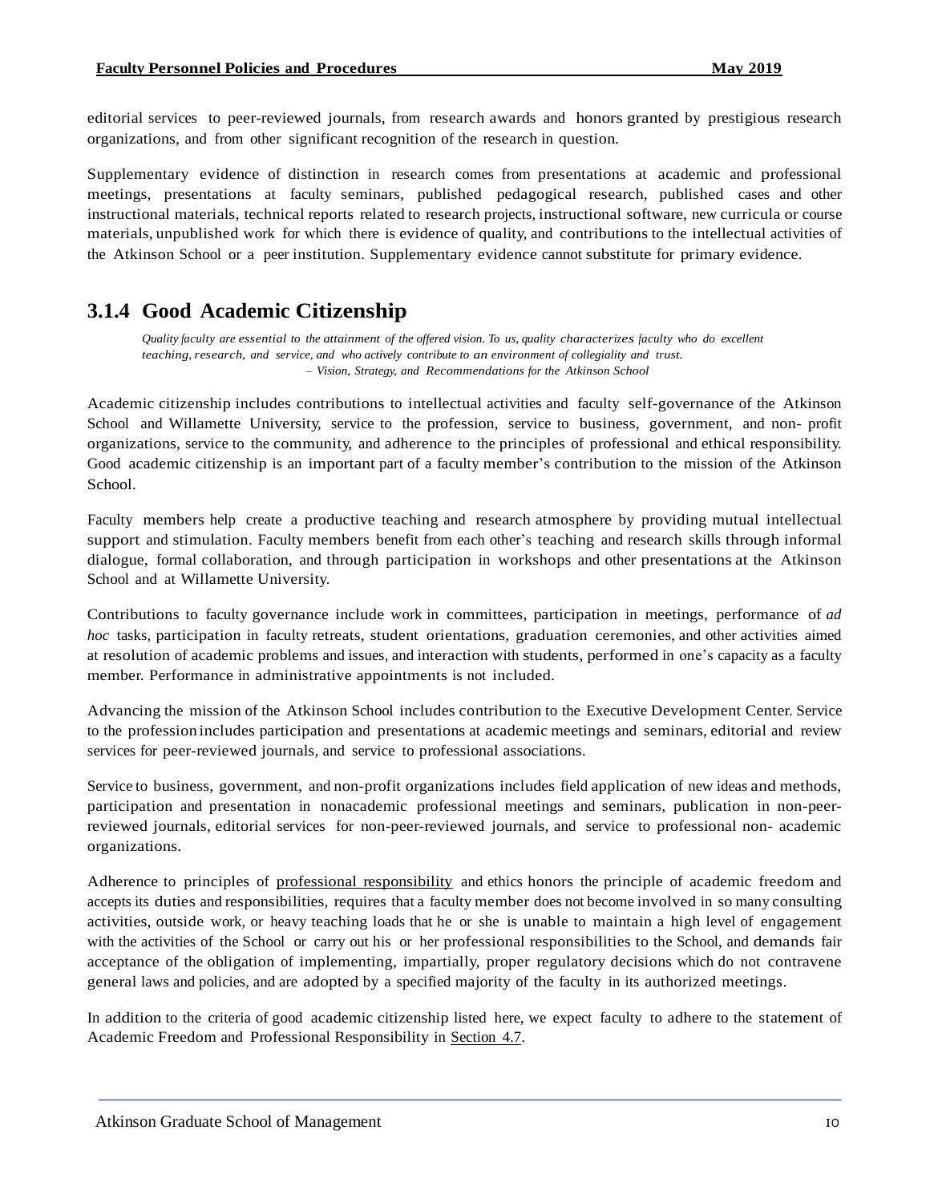editorial services to peer-reviewed journals, from research awards and honors granted by prestigious research organizations, and from other significant recognition of the research in question.

Supplementary evidence of distinction in research comes from presentations at academic and professional meetings, presentations at faculty seminars, published pedagogical research, published cases and other instructional materials, technical reports related to research projects, instructional software, new curricula or course materials, unpublished work for which there is evidence of quality, and contributions to the intellectual activities of the Atkinson School or a peer institution. Supplementary evidence cannot substitute for primary evidence.

### 3.1.4 Good Academic Citizenship

> *Quality faculty are essential to the attainment of the offered vision. To us, quality characterizes faculty who do excellent teaching, research, and service, and who actively contribute to an environment of collegiality and trust.*
>
> *– Vision, Strategy, and Recommendations for the Atkinson School*

Academic citizenship includes contributions to intellectual activities and faculty self-governance of the Atkinson School and Willamette University, service to the profession, service to business, government, and non- profit organizations, service to the community, and adherence to the principles of professional and ethical responsibility. Good academic citizenship is an important part of a faculty member's contribution to the mission of the Atkinson School.

Faculty members help create a productive teaching and research atmosphere by providing mutual intellectual support and stimulation. Faculty members benefit from each other's teaching and research skills through informal dialogue, formal collaboration, and through participation in workshops and other presentations at the Atkinson School and at Willamette University.

Contributions to faculty governance include work in committees, participation in meetings, performance of *ad hoc* tasks, participation in faculty retreats, student orientations, graduation ceremonies, and other activities aimed at resolution of academic problems and issues, and interaction with students, performed in one's capacity as a faculty member. Performance in administrative appointments is not included.

Advancing the mission of the Atkinson School includes contribution to the Executive Development Center. Service to the profession includes participation and presentations at academic meetings and seminars, editorial and review services for peer-reviewed journals, and service to professional associations.

Service to business, government, and non-profit organizations includes field application of new ideas and methods, participation and presentation in nonacademic professional meetings and seminars, publication in non-peer-reviewed journals, editorial services for non-peer-reviewed journals, and service to professional non- academic organizations.

Adherence to principles of professional responsibility and ethics honors the principle of academic freedom and accepts its duties and responsibilities, requires that a faculty member does not become involved in so many consulting activities, outside work, or heavy teaching loads that he or she is unable to maintain a high level of engagement with the activities of the School or carry out his or her professional responsibilities to the School, and demands fair acceptance of the obligation of implementing, impartially, proper regulatory decisions which do not contravene general laws and policies, and are adopted by a specified majority of the faculty in its authorized meetings.

In addition to the criteria of good academic citizenship listed here, we expect faculty to adhere to the statement of Academic Freedom and Professional Responsibility in Section 4.7.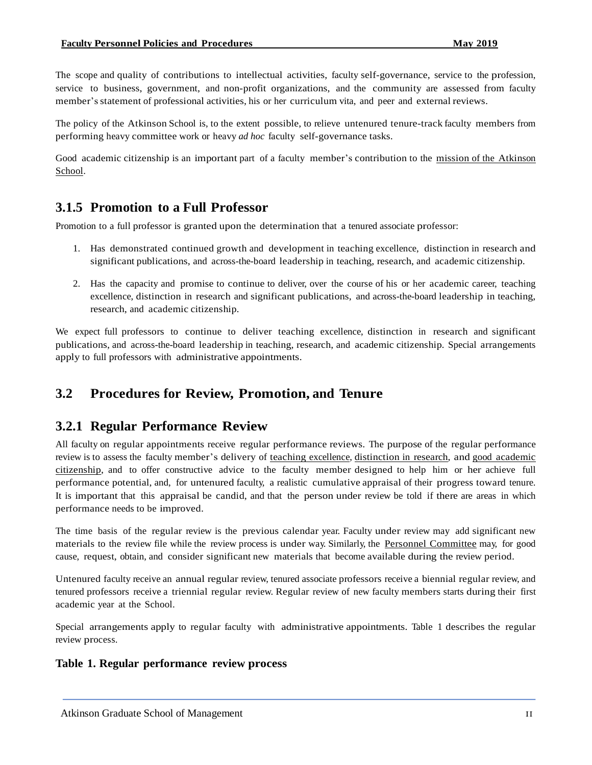The scope and quality of contributions to intellectual activities, faculty self-governance, service to the profession, service to business, government, and non-profit organizations, and the community are assessed from faculty member's statement of professional activities, his or her curriculum vita, and peer and external reviews.

The policy of the Atkinson School is, to the extent possible, to relieve untenured tenure-track faculty members from performing heavy committee work or heavy *ad hoc* faculty self-governance tasks.

Good academic citizenship is an important part of a faculty member's contribution to the mission of the Atkinson School.

### 3.1.5 Promotion to a Full Professor

Promotion to a full professor is granted upon the determination that a tenured associate professor:

1. Has demonstrated continued growth and development in teaching excellence, distinction in research and significant publications, and across-the-board leadership in teaching, research, and academic citizenship.
2. Has the capacity and promise to continue to deliver, over the course of his or her academic career, teaching excellence, distinction in research and significant publications, and across-the-board leadership in teaching, research, and academic citizenship.

We expect full professors to continue to deliver teaching excellence, distinction in research and significant publications, and across-the-board leadership in teaching, research, and academic citizenship. Special arrangements apply to full professors with administrative appointments.

## 3.2 Procedures for Review, Promotion, and Tenure

### 3.2.1 Regular Performance Review

All faculty on regular appointments receive regular performance reviews. The purpose of the regular performance review is to assess the faculty member's delivery of teaching excellence, distinction in research, and good academic citizenship, and to offer constructive advice to the faculty member designed to help him or her achieve full performance potential, and, for untenured faculty, a realistic cumulative appraisal of their progress toward tenure. It is important that this appraisal be candid, and that the person under review be told if there are areas in which performance needs to be improved.

The time basis of the regular review is the previous calendar year. Faculty under review may add significant new materials to the review file while the review process is under way. Similarly, the Personnel Committee may, for good cause, request, obtain, and consider significant new materials that become available during the review period.

Untenured faculty receive an annual regular review, tenured associate professors receive a biennial regular review, and tenured professors receive a triennial regular review. Regular review of new faculty members starts during their first academic year at the School.

Special arrangements apply to regular faculty with administrative appointments. Table 1 describes the regular review process.

**Table 1. Regular performance review process**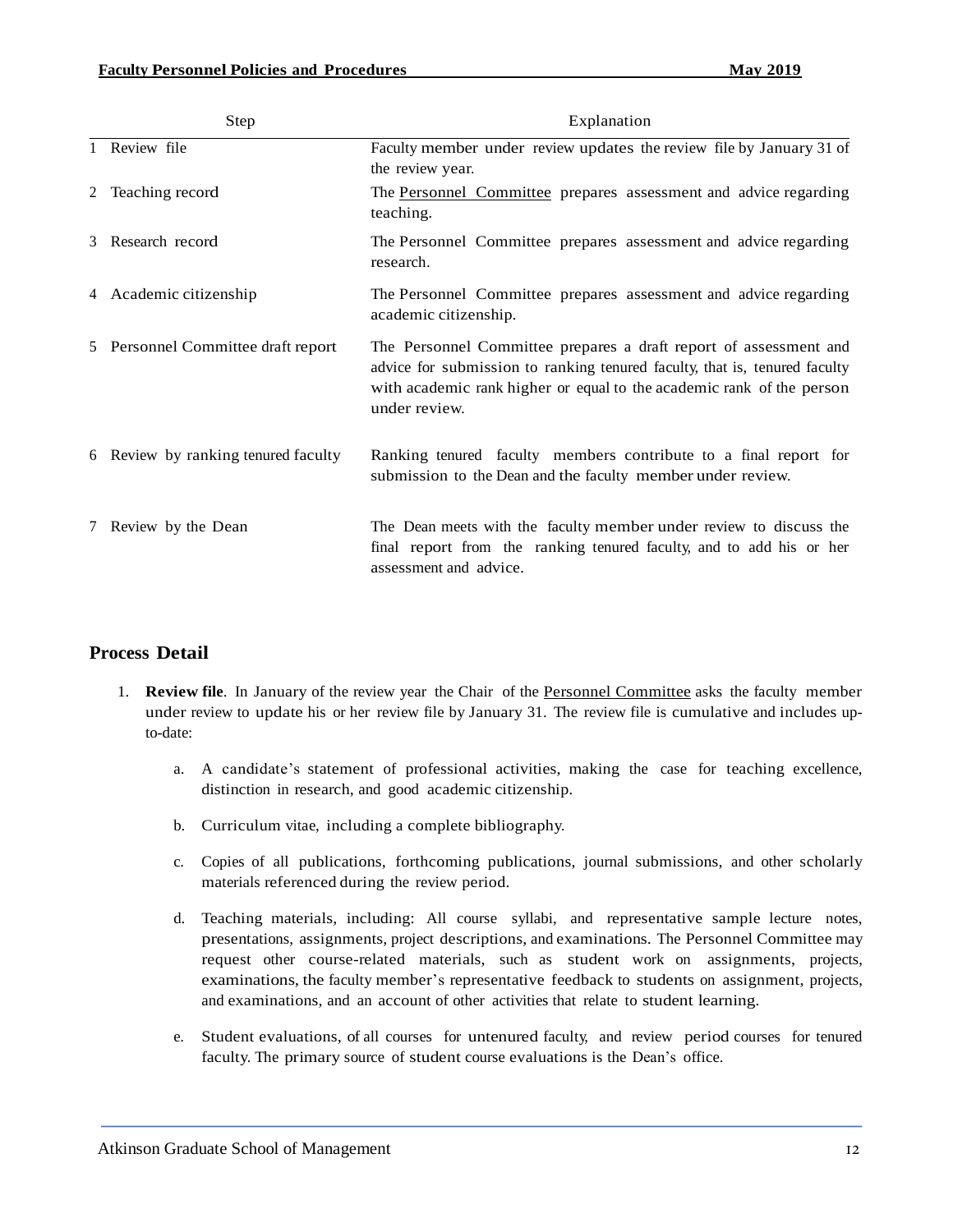| Step | Explanation |
|---|---|
| 1 Review file | Faculty member under review updates the review file by January 31 of the review year. |
| 2 Teaching record | The Personnel Committee prepares assessment and advice regarding teaching. |
| 3 Research record | The Personnel Committee prepares assessment and advice regarding research. |
| 4 Academic citizenship | The Personnel Committee prepares assessment and advice regarding academic citizenship. |
| 5 Personnel Committee draft report | The Personnel Committee prepares a draft report of assessment and advice for submission to ranking tenured faculty, that is, tenured faculty with academic rank higher or equal to the academic rank of the person under review. |
| 6 Review by ranking tenured faculty | Ranking tenured faculty members contribute to a final report for submission to the Dean and the faculty member under review. |
| 7 Review by the Dean | The Dean meets with the faculty member under review to discuss the final report from the ranking tenured faculty, and to add his or her assessment and advice. |

## Process Detail

1. **Review file**. In January of the review year the Chair of the Personnel Committee asks the faculty member under review to update his or her review file by January 31. The review file is cumulative and includes up-to-date:

   a. A candidate's statement of professional activities, making the case for teaching excellence, distinction in research, and good academic citizenship.

   b. Curriculum vitae, including a complete bibliography.

   c. Copies of all publications, forthcoming publications, journal submissions, and other scholarly materials referenced during the review period.

   d. Teaching materials, including: All course syllabi, and representative sample lecture notes, presentations, assignments, project descriptions, and examinations. The Personnel Committee may request other course-related materials, such as student work on assignments, projects, examinations, the faculty member's representative feedback to students on assignment, projects, and examinations, and an account of other activities that relate to student learning.

   e. Student evaluations, of all courses for untenured faculty, and review period courses for tenured faculty. The primary source of student course evaluations is the Dean's office.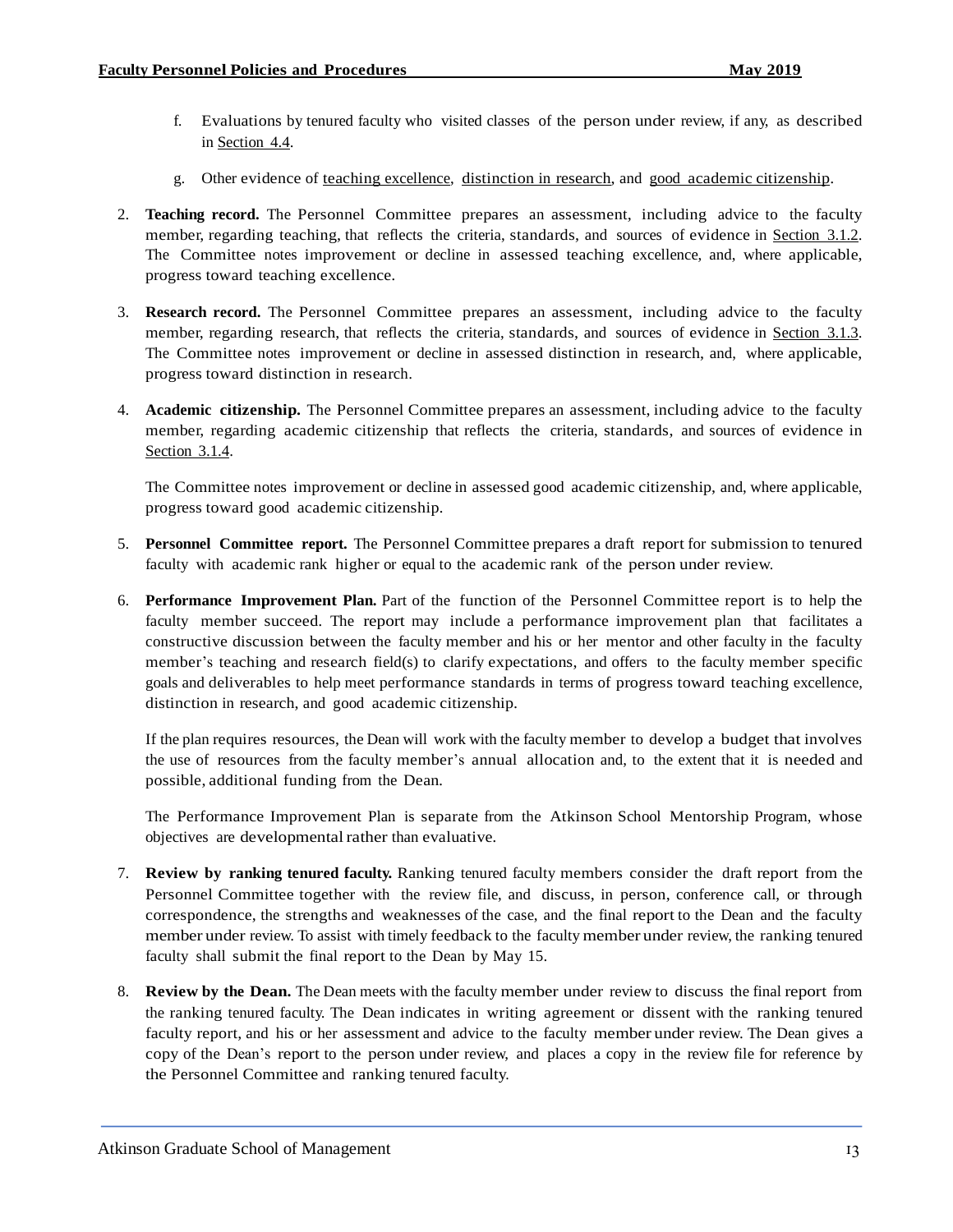f. Evaluations by tenured faculty who visited classes of the person under review, if any, as described in Section 4.4.

   g. Other evidence of teaching excellence, distinction in research, and good academic citizenship.

2. **Teaching record.** The Personnel Committee prepares an assessment, including advice to the faculty member, regarding teaching, that reflects the criteria, standards, and sources of evidence in Section 3.1.2. The Committee notes improvement or decline in assessed teaching excellence, and, where applicable, progress toward teaching excellence.

3. **Research record.** The Personnel Committee prepares an assessment, including advice to the faculty member, regarding research, that reflects the criteria, standards, and sources of evidence in Section 3.1.3. The Committee notes improvement or decline in assessed distinction in research, and, where applicable, progress toward distinction in research.

4. **Academic citizenship.** The Personnel Committee prepares an assessment, including advice to the faculty member, regarding academic citizenship that reflects the criteria, standards, and sources of evidence in Section 3.1.4.

   The Committee notes improvement or decline in assessed good academic citizenship, and, where applicable, progress toward good academic citizenship.

5. **Personnel Committee report.** The Personnel Committee prepares a draft report for submission to tenured faculty with academic rank higher or equal to the academic rank of the person under review.

6. **Performance Improvement Plan.** Part of the function of the Personnel Committee report is to help the faculty member succeed. The report may include a performance improvement plan that facilitates a constructive discussion between the faculty member and his or her mentor and other faculty in the faculty member's teaching and research field(s) to clarify expectations, and offers to the faculty member specific goals and deliverables to help meet performance standards in terms of progress toward teaching excellence, distinction in research, and good academic citizenship.

   If the plan requires resources, the Dean will work with the faculty member to develop a budget that involves the use of resources from the faculty member's annual allocation and, to the extent that it is needed and possible, additional funding from the Dean.

   The Performance Improvement Plan is separate from the Atkinson School Mentorship Program, whose objectives are developmental rather than evaluative.

7. **Review by ranking tenured faculty.** Ranking tenured faculty members consider the draft report from the Personnel Committee together with the review file, and discuss, in person, conference call, or through correspondence, the strengths and weaknesses of the case, and the final report to the Dean and the faculty member under review. To assist with timely feedback to the faculty member under review, the ranking tenured faculty shall submit the final report to the Dean by May 15.

8. **Review by the Dean.** The Dean meets with the faculty member under review to discuss the final report from the ranking tenured faculty. The Dean indicates in writing agreement or dissent with the ranking tenured faculty report, and his or her assessment and advice to the faculty member under review. The Dean gives a copy of the Dean's report to the person under review, and places a copy in the review file for reference by the Personnel Committee and ranking tenured faculty.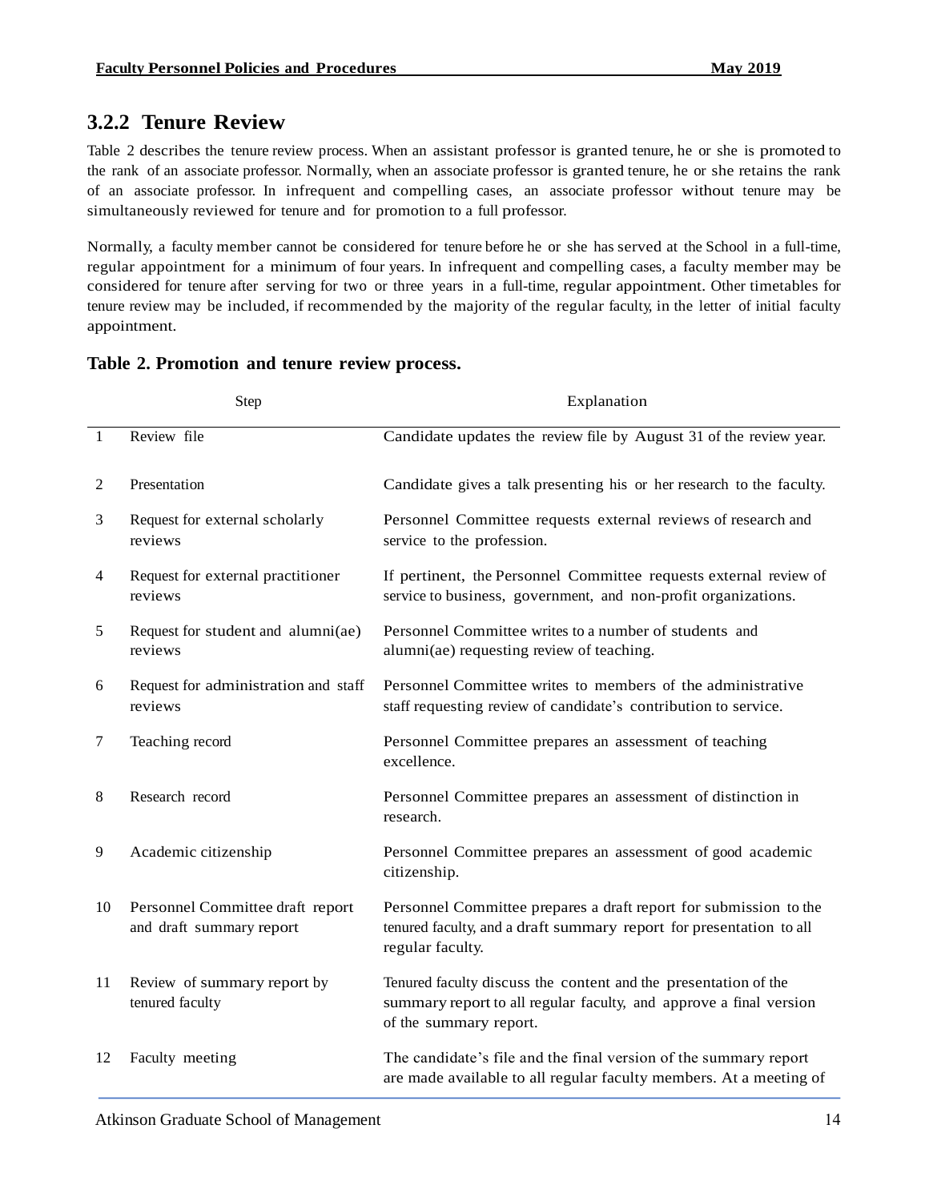### 3.2.2 Tenure Review

Table 2 describes the tenure review process. When an assistant professor is granted tenure, he or she is promoted to the rank of an associate professor. Normally, when an associate professor is granted tenure, he or she retains the rank of an associate professor. In infrequent and compelling cases, an associate professor without tenure may be simultaneously reviewed for tenure and for promotion to a full professor.

Normally, a faculty member cannot be considered for tenure before he or she has served at the School in a full-time, regular appointment for a minimum of four years. In infrequent and compelling cases, a faculty member may be considered for tenure after serving for two or three years in a full-time, regular appointment. Other timetables for tenure review may be included, if recommended by the majority of the regular faculty, in the letter of initial faculty appointment.

**Table 2. Promotion and tenure review process.**

| | Step | Explanation |
|---|---|---|
| 1 | Review file | Candidate updates the review file by August 31 of the review year. |
| 2 | Presentation | Candidate gives a talk presenting his or her research to the faculty. |
| 3 | Request for external scholarly reviews | Personnel Committee requests external reviews of research and service to the profession. |
| 4 | Request for external practitioner reviews | If pertinent, the Personnel Committee requests external review of service to business, government, and non-profit organizations. |
| 5 | Request for student and alumni(ae) reviews | Personnel Committee writes to a number of students and alumni(ae) requesting review of teaching. |
| 6 | Request for administration and staff reviews | Personnel Committee writes to members of the administrative staff requesting review of candidate's contribution to service. |
| 7 | Teaching record | Personnel Committee prepares an assessment of teaching excellence. |
| 8 | Research record | Personnel Committee prepares an assessment of distinction in research. |
| 9 | Academic citizenship | Personnel Committee prepares an assessment of good academic citizenship. |
| 10 | Personnel Committee draft report and draft summary report | Personnel Committee prepares a draft report for submission to the tenured faculty, and a draft summary report for presentation to all regular faculty. |
| 11 | Review of summary report by tenured faculty | Tenured faculty discuss the content and the presentation of the summary report to all regular faculty, and approve a final version of the summary report. |
| 12 | Faculty meeting | The candidate's file and the final version of the summary report are made available to all regular faculty members. At a meeting of |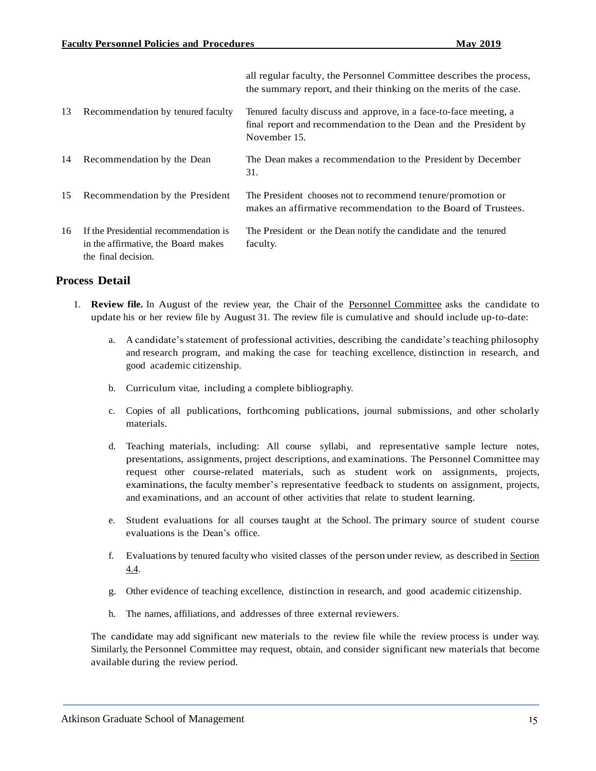| | | |
|---|---|---|
| | | all regular faculty, the Personnel Committee describes the process, the summary report, and their thinking on the merits of the case. |
| 13 | Recommendation by tenured faculty | Tenured faculty discuss and approve, in a face-to-face meeting, a final report and recommendation to the Dean and the President by November 15. |
| 14 | Recommendation by the Dean | The Dean makes a recommendation to the President by December 31. |
| 15 | Recommendation by the President | The President chooses not to recommend tenure/promotion or makes an affirmative recommendation to the Board of Trustees. |
| 16 | If the Presidential recommendation is in the affirmative, the Board makes the final decision. | The President or the Dean notify the candidate and the tenured faculty. |

## Process Detail

1. **Review file.** In August of the review year, the Chair of the Personnel Committee asks the candidate to update his or her review file by August 31. The review file is cumulative and should include up-to-date:

    a. A candidate's statement of professional activities, describing the candidate's teaching philosophy and research program, and making the case for teaching excellence, distinction in research, and good academic citizenship.

    b. Curriculum vitae, including a complete bibliography.

    c. Copies of all publications, forthcoming publications, journal submissions, and other scholarly materials.

    d. Teaching materials, including: All course syllabi, and representative sample lecture notes, presentations, assignments, project descriptions, and examinations. The Personnel Committee may request other course-related materials, such as student work on assignments, projects, examinations, the faculty member's representative feedback to students on assignment, projects, and examinations, and an account of other activities that relate to student learning.

    e. Student evaluations for all courses taught at the School. The primary source of student course evaluations is the Dean's office.

    f. Evaluations by tenured faculty who visited classes of the person under review, as described in Section 4.4.

    g. Other evidence of teaching excellence, distinction in research, and good academic citizenship.

    h. The names, affiliations, and addresses of three external reviewers.

    The candidate may add significant new materials to the review file while the review process is under way. Similarly, the Personnel Committee may request, obtain, and consider significant new materials that become available during the review period.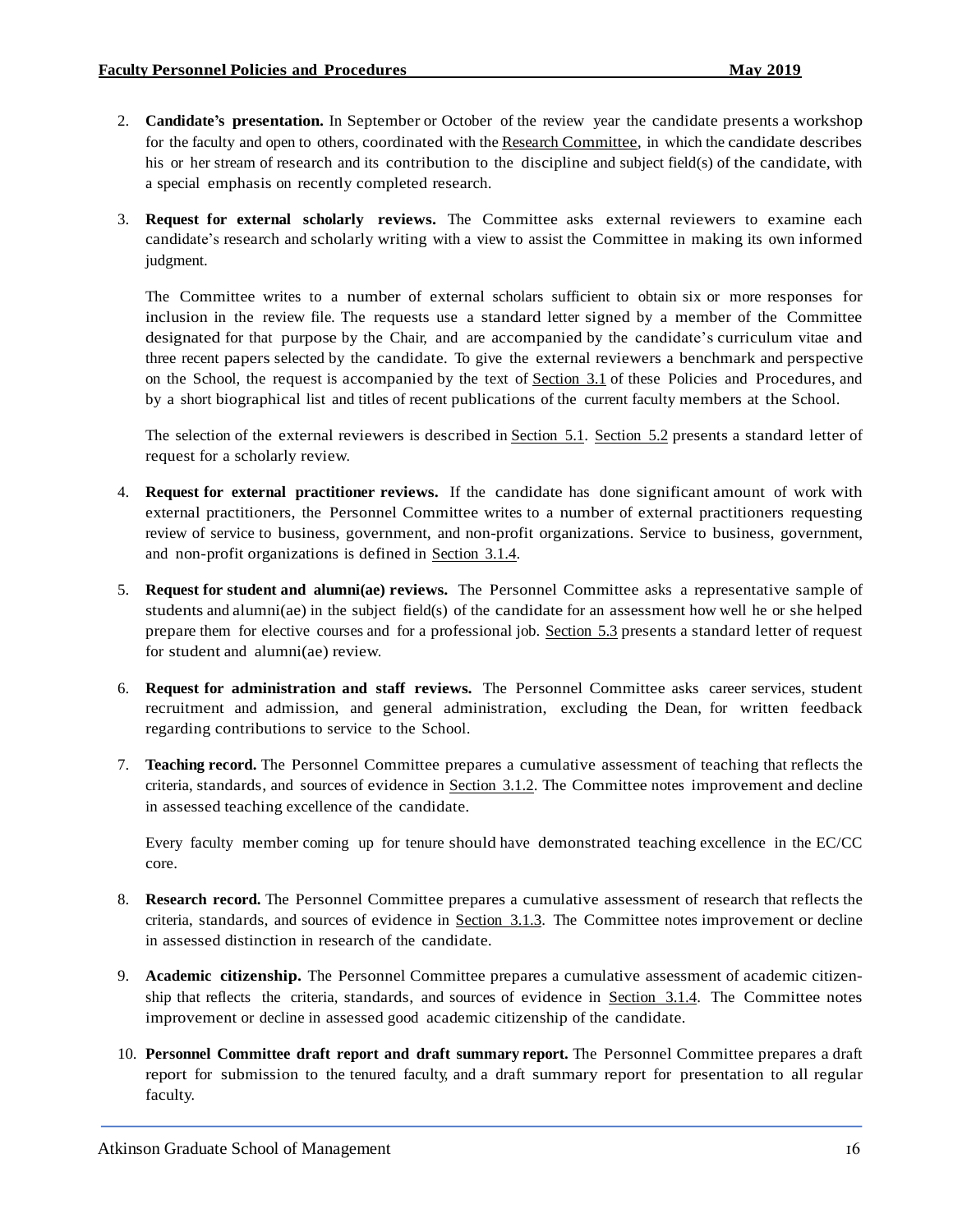2. **Candidate's presentation.** In September or October of the review year the candidate presents a workshop for the faculty and open to others, coordinated with the Research Committee, in which the candidate describes his or her stream of research and its contribution to the discipline and subject field(s) of the candidate, with a special emphasis on recently completed research.

3. **Request for external scholarly reviews.** The Committee asks external reviewers to examine each candidate's research and scholarly writing with a view to assist the Committee in making its own informed judgment.

   The Committee writes to a number of external scholars sufficient to obtain six or more responses for inclusion in the review file. The requests use a standard letter signed by a member of the Committee designated for that purpose by the Chair, and are accompanied by the candidate's curriculum vitae and three recent papers selected by the candidate. To give the external reviewers a benchmark and perspective on the School, the request is accompanied by the text of Section 3.1 of these Policies and Procedures, and by a short biographical list and titles of recent publications of the current faculty members at the School.

   The selection of the external reviewers is described in Section 5.1. Section 5.2 presents a standard letter of request for a scholarly review.

4. **Request for external practitioner reviews.** If the candidate has done significant amount of work with external practitioners, the Personnel Committee writes to a number of external practitioners requesting review of service to business, government, and non-profit organizations. Service to business, government, and non-profit organizations is defined in Section 3.1.4.

5. **Request for student and alumni(ae) reviews.** The Personnel Committee asks a representative sample of students and alumni(ae) in the subject field(s) of the candidate for an assessment how well he or she helped prepare them for elective courses and for a professional job. Section 5.3 presents a standard letter of request for student and alumni(ae) review.

6. **Request for administration and staff reviews.** The Personnel Committee asks career services, student recruitment and admission, and general administration, excluding the Dean, for written feedback regarding contributions to service to the School.

7. **Teaching record.** The Personnel Committee prepares a cumulative assessment of teaching that reflects the criteria, standards, and sources of evidence in Section 3.1.2. The Committee notes improvement and decline in assessed teaching excellence of the candidate.

   Every faculty member coming up for tenure should have demonstrated teaching excellence in the EC/CC core.

8. **Research record.** The Personnel Committee prepares a cumulative assessment of research that reflects the criteria, standards, and sources of evidence in Section 3.1.3. The Committee notes improvement or decline in assessed distinction in research of the candidate.

9. **Academic citizenship.** The Personnel Committee prepares a cumulative assessment of academic citizenship that reflects the criteria, standards, and sources of evidence in Section 3.1.4. The Committee notes improvement or decline in assessed good academic citizenship of the candidate.

10. **Personnel Committee draft report and draft summary report.** The Personnel Committee prepares a draft report for submission to the tenured faculty, and a draft summary report for presentation to all regular faculty.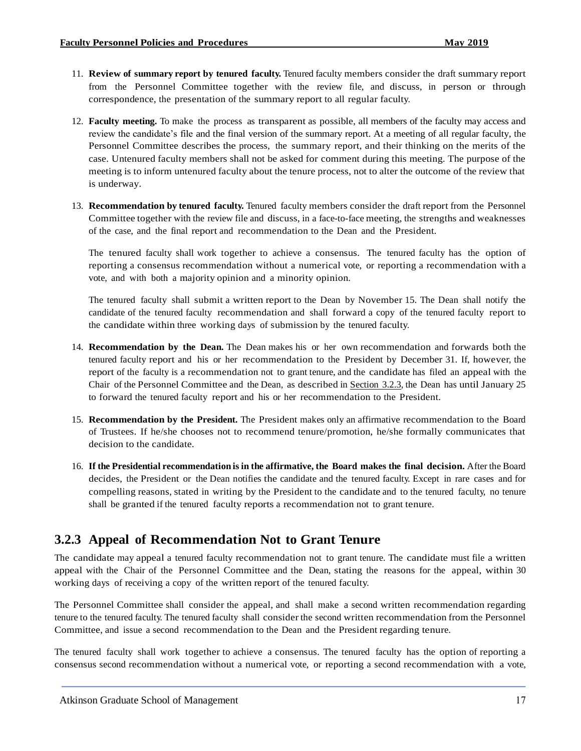11. **Review of summary report by tenured faculty.** Tenured faculty members consider the draft summary report from the Personnel Committee together with the review file, and discuss, in person or through correspondence, the presentation of the summary report to all regular faculty.

12. **Faculty meeting.** To make the process as transparent as possible, all members of the faculty may access and review the candidate's file and the final version of the summary report. At a meeting of all regular faculty, the Personnel Committee describes the process, the summary report, and their thinking on the merits of the case. Untenured faculty members shall not be asked for comment during this meeting. The purpose of the meeting is to inform untenured faculty about the tenure process, not to alter the outcome of the review that is underway.

13. **Recommendation by tenured faculty.** Tenured faculty members consider the draft report from the Personnel Committee together with the review file and discuss, in a face-to-face meeting, the strengths and weaknesses of the case, and the final report and recommendation to the Dean and the President.

    The tenured faculty shall work together to achieve a consensus. The tenured faculty has the option of reporting a consensus recommendation without a numerical vote, or reporting a recommendation with a vote, and with both a majority opinion and a minority opinion.

    The tenured faculty shall submit a written report to the Dean by November 15. The Dean shall notify the candidate of the tenured faculty recommendation and shall forward a copy of the tenured faculty report to the candidate within three working days of submission by the tenured faculty.

14. **Recommendation by the Dean.** The Dean makes his or her own recommendation and forwards both the tenured faculty report and his or her recommendation to the President by December 31. If, however, the report of the faculty is a recommendation not to grant tenure, and the candidate has filed an appeal with the Chair of the Personnel Committee and the Dean, as described in Section 3.2.3, the Dean has until January 25 to forward the tenured faculty report and his or her recommendation to the President.

15. **Recommendation by the President.** The President makes only an affirmative recommendation to the Board of Trustees. If he/she chooses not to recommend tenure/promotion, he/she formally communicates that decision to the candidate.

16. **If the Presidential recommendation is in the affirmative, the Board makes the final decision.** After the Board decides, the President or the Dean notifies the candidate and the tenured faculty. Except in rare cases and for compelling reasons, stated in writing by the President to the candidate and to the tenured faculty, no tenure shall be granted if the tenured faculty reports a recommendation not to grant tenure.

### 3.2.3 Appeal of Recommendation Not to Grant Tenure

The candidate may appeal a tenured faculty recommendation not to grant tenure. The candidate must file a written appeal with the Chair of the Personnel Committee and the Dean, stating the reasons for the appeal, within 30 working days of receiving a copy of the written report of the tenured faculty.

The Personnel Committee shall consider the appeal, and shall make a second written recommendation regarding tenure to the tenured faculty. The tenured faculty shall consider the second written recommendation from the Personnel Committee, and issue a second recommendation to the Dean and the President regarding tenure.

The tenured faculty shall work together to achieve a consensus. The tenured faculty has the option of reporting a consensus second recommendation without a numerical vote, or reporting a second recommendation with a vote,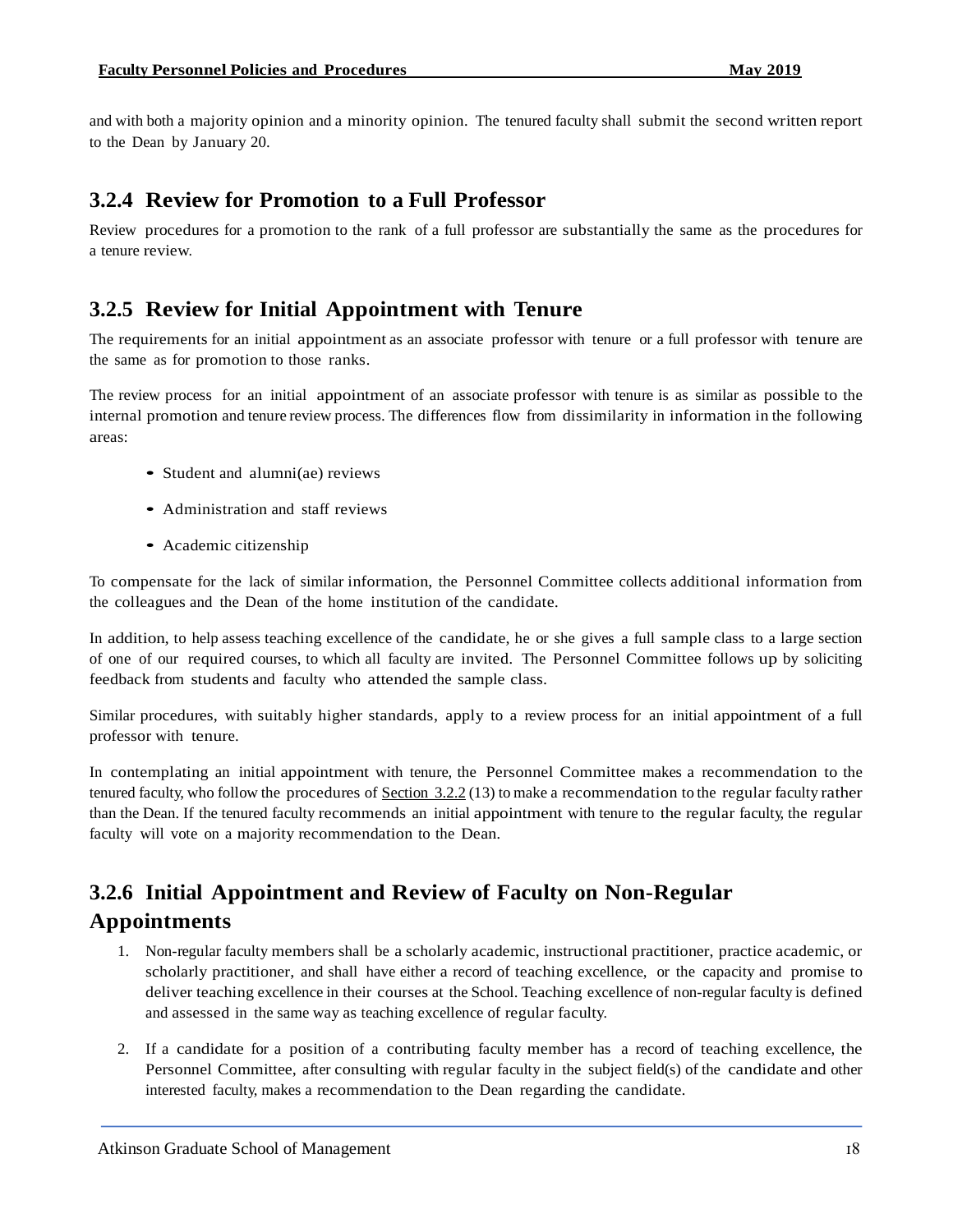and with both a majority opinion and a minority opinion. The tenured faculty shall submit the second written report to the Dean by January 20.

### 3.2.4 Review for Promotion to a Full Professor

Review procedures for a promotion to the rank of a full professor are substantially the same as the procedures for a tenure review.

### 3.2.5 Review for Initial Appointment with Tenure

The requirements for an initial appointment as an associate professor with tenure or a full professor with tenure are the same as for promotion to those ranks.

The review process for an initial appointment of an associate professor with tenure is as similar as possible to the internal promotion and tenure review process. The differences flow from dissimilarity in information in the following areas:

- Student and alumni(ae) reviews
- Administration and staff reviews
- Academic citizenship

To compensate for the lack of similar information, the Personnel Committee collects additional information from the colleagues and the Dean of the home institution of the candidate.

In addition, to help assess teaching excellence of the candidate, he or she gives a full sample class to a large section of one of our required courses, to which all faculty are invited. The Personnel Committee follows up by soliciting feedback from students and faculty who attended the sample class.

Similar procedures, with suitably higher standards, apply to a review process for an initial appointment of a full professor with tenure.

In contemplating an initial appointment with tenure, the Personnel Committee makes a recommendation to the tenured faculty, who follow the procedures of Section 3.2.2 (13) to make a recommendation to the regular faculty rather than the Dean. If the tenured faculty recommends an initial appointment with tenure to the regular faculty, the regular faculty will vote on a majority recommendation to the Dean.

### 3.2.6 Initial Appointment and Review of Faculty on Non-Regular Appointments

1. Non-regular faculty members shall be a scholarly academic, instructional practitioner, practice academic, or scholarly practitioner, and shall have either a record of teaching excellence, or the capacity and promise to deliver teaching excellence in their courses at the School. Teaching excellence of non-regular faculty is defined and assessed in the same way as teaching excellence of regular faculty.
2. If a candidate for a position of a contributing faculty member has a record of teaching excellence, the Personnel Committee, after consulting with regular faculty in the subject field(s) of the candidate and other interested faculty, makes a recommendation to the Dean regarding the candidate.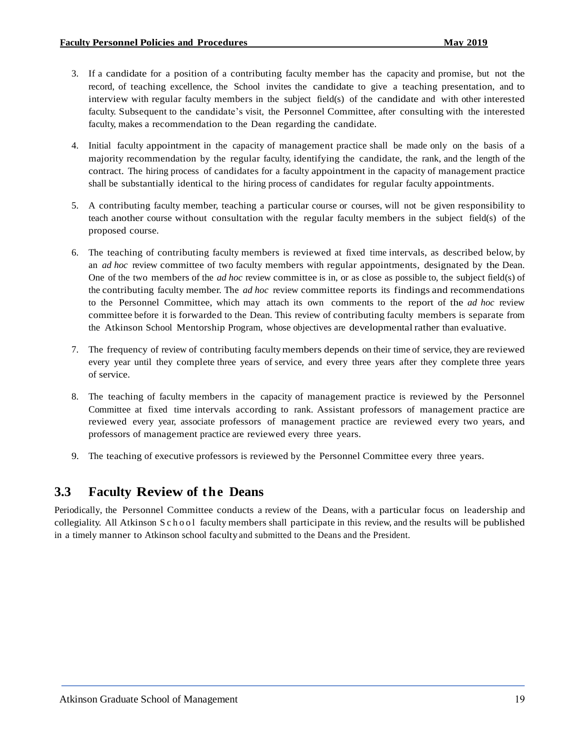3. If a candidate for a position of a contributing faculty member has the capacity and promise, but not the record, of teaching excellence, the School invites the candidate to give a teaching presentation, and to interview with regular faculty members in the subject field(s) of the candidate and with other interested faculty. Subsequent to the candidate's visit, the Personnel Committee, after consulting with the interested faculty, makes a recommendation to the Dean regarding the candidate.

4. Initial faculty appointment in the capacity of management practice shall be made only on the basis of a majority recommendation by the regular faculty, identifying the candidate, the rank, and the length of the contract. The hiring process of candidates for a faculty appointment in the capacity of management practice shall be substantially identical to the hiring process of candidates for regular faculty appointments.

5. A contributing faculty member, teaching a particular course or courses, will not be given responsibility to teach another course without consultation with the regular faculty members in the subject field(s) of the proposed course.

6. The teaching of contributing faculty members is reviewed at fixed time intervals, as described below, by an *ad hoc* review committee of two faculty members with regular appointments, designated by the Dean. One of the two members of the *ad hoc* review committee is in, or as close as possible to, the subject field(s) of the contributing faculty member. The *ad hoc* review committee reports its findings and recommendations to the Personnel Committee, which may attach its own comments to the report of the *ad hoc* review committee before it is forwarded to the Dean. This review of contributing faculty members is separate from the Atkinson School Mentorship Program, whose objectives are developmental rather than evaluative.

7. The frequency of review of contributing faculty members depends on their time of service, they are reviewed every year until they complete three years of service, and every three years after they complete three years of service.

8. The teaching of faculty members in the capacity of management practice is reviewed by the Personnel Committee at fixed time intervals according to rank. Assistant professors of management practice are reviewed every year, associate professors of management practice are reviewed every two years, and professors of management practice are reviewed every three years.

9. The teaching of executive professors is reviewed by the Personnel Committee every three years.

## 3.3 Faculty Review of the Deans

Periodically, the Personnel Committee conducts a review of the Deans, with a particular focus on leadership and collegiality. All Atkinson School faculty members shall participate in this review, and the results will be published in a timely manner to Atkinson school faculty and submitted to the Deans and the President.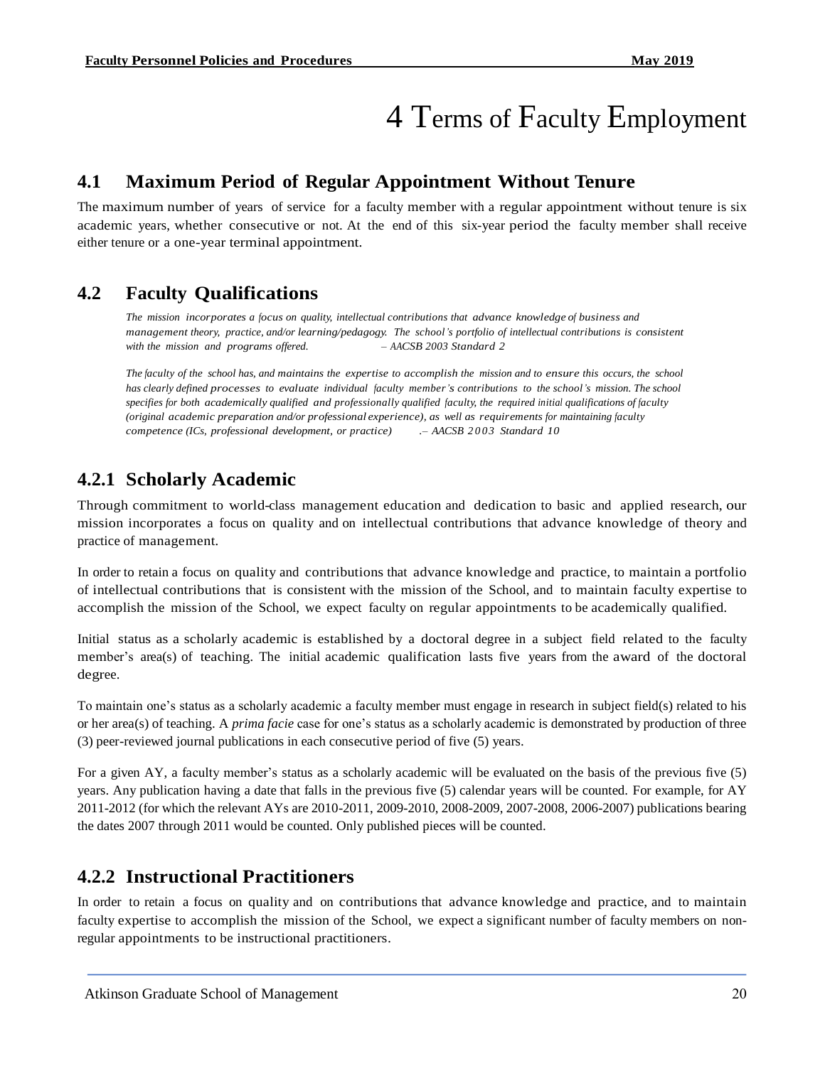# 4 Terms of Faculty Employment

## 4.1 Maximum Period of Regular Appointment Without Tenure

The maximum number of years of service for a faculty member with a regular appointment without tenure is six academic years, whether consecutive or not. At the end of this six-year period the faculty member shall receive either tenure or a one-year terminal appointment.

## 4.2 Faculty Qualifications

> *The mission incorporates a focus on quality, intellectual contributions that advance knowledge of business and management theory, practice, and/or learning/pedagogy. The school's portfolio of intellectual contributions is consistent with the mission and programs offered. – AACSB 2003 Standard 2*
>
> *The faculty of the school has, and maintains the expertise to accomplish the mission and to ensure this occurs, the school has clearly defined processes to evaluate individual faculty member's contributions to the school's mission. The school specifies for both academically qualified and professionally qualified faculty, the required initial qualifications of faculty (original academic preparation and/or professional experience), as well as requirements for maintaining faculty competence (ICs, professional development, or practice) .– AACSB 2003 Standard 10*

### 4.2.1 Scholarly Academic

Through commitment to world-class management education and dedication to basic and applied research, our mission incorporates a focus on quality and on intellectual contributions that advance knowledge of theory and practice of management.

In order to retain a focus on quality and contributions that advance knowledge and practice, to maintain a portfolio of intellectual contributions that is consistent with the mission of the School, and to maintain faculty expertise to accomplish the mission of the School, we expect faculty on regular appointments to be academically qualified.

Initial status as a scholarly academic is established by a doctoral degree in a subject field related to the faculty member's area(s) of teaching. The initial academic qualification lasts five years from the award of the doctoral degree.

To maintain one's status as a scholarly academic a faculty member must engage in research in subject field(s) related to his or her area(s) of teaching. A *prima facie* case for one's status as a scholarly academic is demonstrated by production of three (3) peer-reviewed journal publications in each consecutive period of five (5) years.

For a given AY, a faculty member's status as a scholarly academic will be evaluated on the basis of the previous five (5) years. Any publication having a date that falls in the previous five (5) calendar years will be counted. For example, for AY 2011-2012 (for which the relevant AYs are 2010-2011, 2009-2010, 2008-2009, 2007-2008, 2006-2007) publications bearing the dates 2007 through 2011 would be counted. Only published pieces will be counted.

### 4.2.2 Instructional Practitioners

In order to retain a focus on quality and on contributions that advance knowledge and practice, and to maintain faculty expertise to accomplish the mission of the School, we expect a significant number of faculty members on non-regular appointments to be instructional practitioners.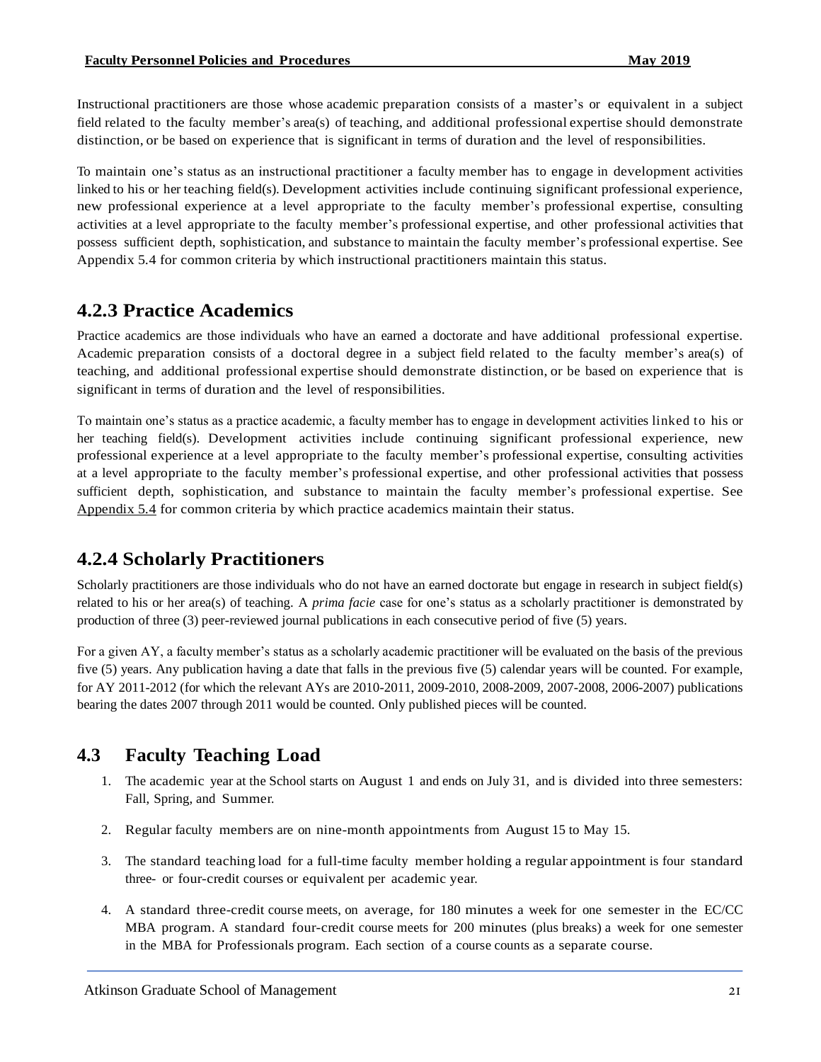Instructional practitioners are those whose academic preparation consists of a master's or equivalent in a subject field related to the faculty member's area(s) of teaching, and additional professional expertise should demonstrate distinction, or be based on experience that is significant in terms of duration and the level of responsibilities.

To maintain one's status as an instructional practitioner a faculty member has to engage in development activities linked to his or her teaching field(s). Development activities include continuing significant professional experience, new professional experience at a level appropriate to the faculty member's professional expertise, consulting activities at a level appropriate to the faculty member's professional expertise, and other professional activities that possess sufficient depth, sophistication, and substance to maintain the faculty member's professional expertise. See Appendix 5.4 for common criteria by which instructional practitioners maintain this status.

## 4.2.3 Practice Academics

Practice academics are those individuals who have an earned a doctorate and have additional professional expertise. Academic preparation consists of a doctoral degree in a subject field related to the faculty member's area(s) of teaching, and additional professional expertise should demonstrate distinction, or be based on experience that is significant in terms of duration and the level of responsibilities.

To maintain one's status as a practice academic, a faculty member has to engage in development activities linked to his or her teaching field(s). Development activities include continuing significant professional experience, new professional experience at a level appropriate to the faculty member's professional expertise, consulting activities at a level appropriate to the faculty member's professional expertise, and other professional activities that possess sufficient depth, sophistication, and substance to maintain the faculty member's professional expertise. See Appendix 5.4 for common criteria by which practice academics maintain their status.

## 4.2.4 Scholarly Practitioners

Scholarly practitioners are those individuals who do not have an earned doctorate but engage in research in subject field(s) related to his or her area(s) of teaching. A *prima facie* case for one's status as a scholarly practitioner is demonstrated by production of three (3) peer-reviewed journal publications in each consecutive period of five (5) years.

For a given AY, a faculty member's status as a scholarly academic practitioner will be evaluated on the basis of the previous five (5) years. Any publication having a date that falls in the previous five (5) calendar years will be counted. For example, for AY 2011-2012 (for which the relevant AYs are 2010-2011, 2009-2010, 2008-2009, 2007-2008, 2006-2007) publications bearing the dates 2007 through 2011 would be counted. Only published pieces will be counted.

## 4.3 Faculty Teaching Load

1. The academic year at the School starts on August 1 and ends on July 31, and is divided into three semesters: Fall, Spring, and Summer.
2. Regular faculty members are on nine-month appointments from August 15 to May 15.
3. The standard teaching load for a full-time faculty member holding a regular appointment is four standard three- or four-credit courses or equivalent per academic year.
4. A standard three-credit course meets, on average, for 180 minutes a week for one semester in the EC/CC MBA program. A standard four-credit course meets for 200 minutes (plus breaks) a week for one semester in the MBA for Professionals program. Each section of a course counts as a separate course.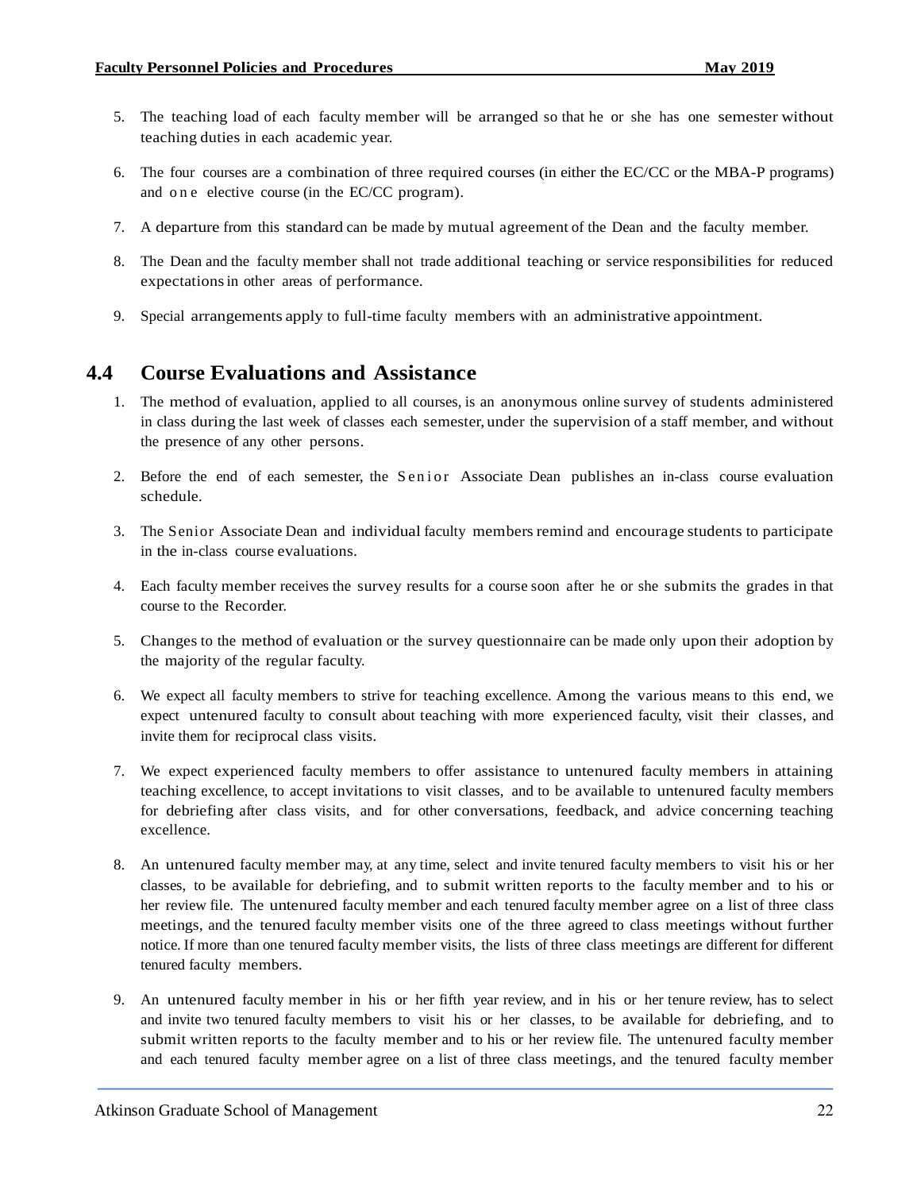5. The teaching load of each faculty member will be arranged so that he or she has one semester without teaching duties in each academic year.

6. The four courses are a combination of three required courses (in either the EC/CC or the MBA-P programs) and one elective course (in the EC/CC program).

7. A departure from this standard can be made by mutual agreement of the Dean and the faculty member.

8. The Dean and the faculty member shall not trade additional teaching or service responsibilities for reduced expectations in other areas of performance.

9. Special arrangements apply to full-time faculty members with an administrative appointment.

## 4.4 Course Evaluations and Assistance

1. The method of evaluation, applied to all courses, is an anonymous online survey of students administered in class during the last week of classes each semester, under the supervision of a staff member, and without the presence of any other persons.

2. Before the end of each semester, the Senior Associate Dean publishes an in-class course evaluation schedule.

3. The Senior Associate Dean and individual faculty members remind and encourage students to participate in the in-class course evaluations.

4. Each faculty member receives the survey results for a course soon after he or she submits the grades in that course to the Recorder.

5. Changes to the method of evaluation or the survey questionnaire can be made only upon their adoption by the majority of the regular faculty.

6. We expect all faculty members to strive for teaching excellence. Among the various means to this end, we expect untenured faculty to consult about teaching with more experienced faculty, visit their classes, and invite them for reciprocal class visits.

7. We expect experienced faculty members to offer assistance to untenured faculty members in attaining teaching excellence, to accept invitations to visit classes, and to be available to untenured faculty members for debriefing after class visits, and for other conversations, feedback, and advice concerning teaching excellence.

8. An untenured faculty member may, at any time, select and invite tenured faculty members to visit his or her classes, to be available for debriefing, and to submit written reports to the faculty member and to his or her review file. The untenured faculty member and each tenured faculty member agree on a list of three class meetings, and the tenured faculty member visits one of the three agreed to class meetings without further notice. If more than one tenured faculty member visits, the lists of three class meetings are different for different tenured faculty members.

9. An untenured faculty member in his or her fifth year review, and in his or her tenure review, has to select and invite two tenured faculty members to visit his or her classes, to be available for debriefing, and to submit written reports to the faculty member and to his or her review file. The untenured faculty member and each tenured faculty member agree on a list of three class meetings, and the tenured faculty member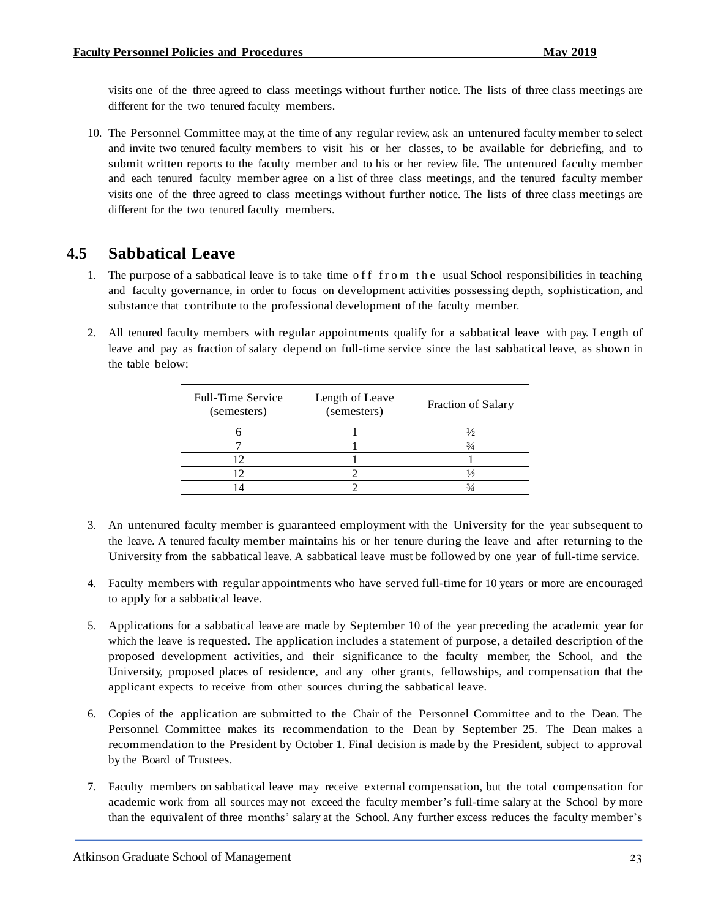visits one of the three agreed to class meetings without further notice. The lists of three class meetings are different for the two tenured faculty members.

10. The Personnel Committee may, at the time of any regular review, ask an untenured faculty member to select and invite two tenured faculty members to visit his or her classes, to be available for debriefing, and to submit written reports to the faculty member and to his or her review file. The untenured faculty member and each tenured faculty member agree on a list of three class meetings, and the tenured faculty member visits one of the three agreed to class meetings without further notice. The lists of three class meetings are different for the two tenured faculty members.

## 4.5 Sabbatical Leave

1. The purpose of a sabbatical leave is to take time off from the usual School responsibilities in teaching and faculty governance, in order to focus on development activities possessing depth, sophistication, and substance that contribute to the professional development of the faculty member.

2. All tenured faculty members with regular appointments qualify for a sabbatical leave with pay. Length of leave and pay as fraction of salary depend on full-time service since the last sabbatical leave, as shown in the table below:

| Full-Time Service (semesters) | Length of Leave (semesters) | Fraction of Salary |
|---|---|---|
| 6 | 1 | ½ |
| 7 | 1 | ¾ |
| 12 | 1 | 1 |
| 12 | 2 | ½ |
| 14 | 2 | ¾ |

3. An untenured faculty member is guaranteed employment with the University for the year subsequent to the leave. A tenured faculty member maintains his or her tenure during the leave and after returning to the University from the sabbatical leave. A sabbatical leave must be followed by one year of full-time service.

4. Faculty members with regular appointments who have served full-time for 10 years or more are encouraged to apply for a sabbatical leave.

5. Applications for a sabbatical leave are made by September 10 of the year preceding the academic year for which the leave is requested. The application includes a statement of purpose, a detailed description of the proposed development activities, and their significance to the faculty member, the School, and the University, proposed places of residence, and any other grants, fellowships, and compensation that the applicant expects to receive from other sources during the sabbatical leave.

6. Copies of the application are submitted to the Chair of the Personnel Committee and to the Dean. The Personnel Committee makes its recommendation to the Dean by September 25. The Dean makes a recommendation to the President by October 1. Final decision is made by the President, subject to approval by the Board of Trustees.

7. Faculty members on sabbatical leave may receive external compensation, but the total compensation for academic work from all sources may not exceed the faculty member's full-time salary at the School by more than the equivalent of three months' salary at the School. Any further excess reduces the faculty member's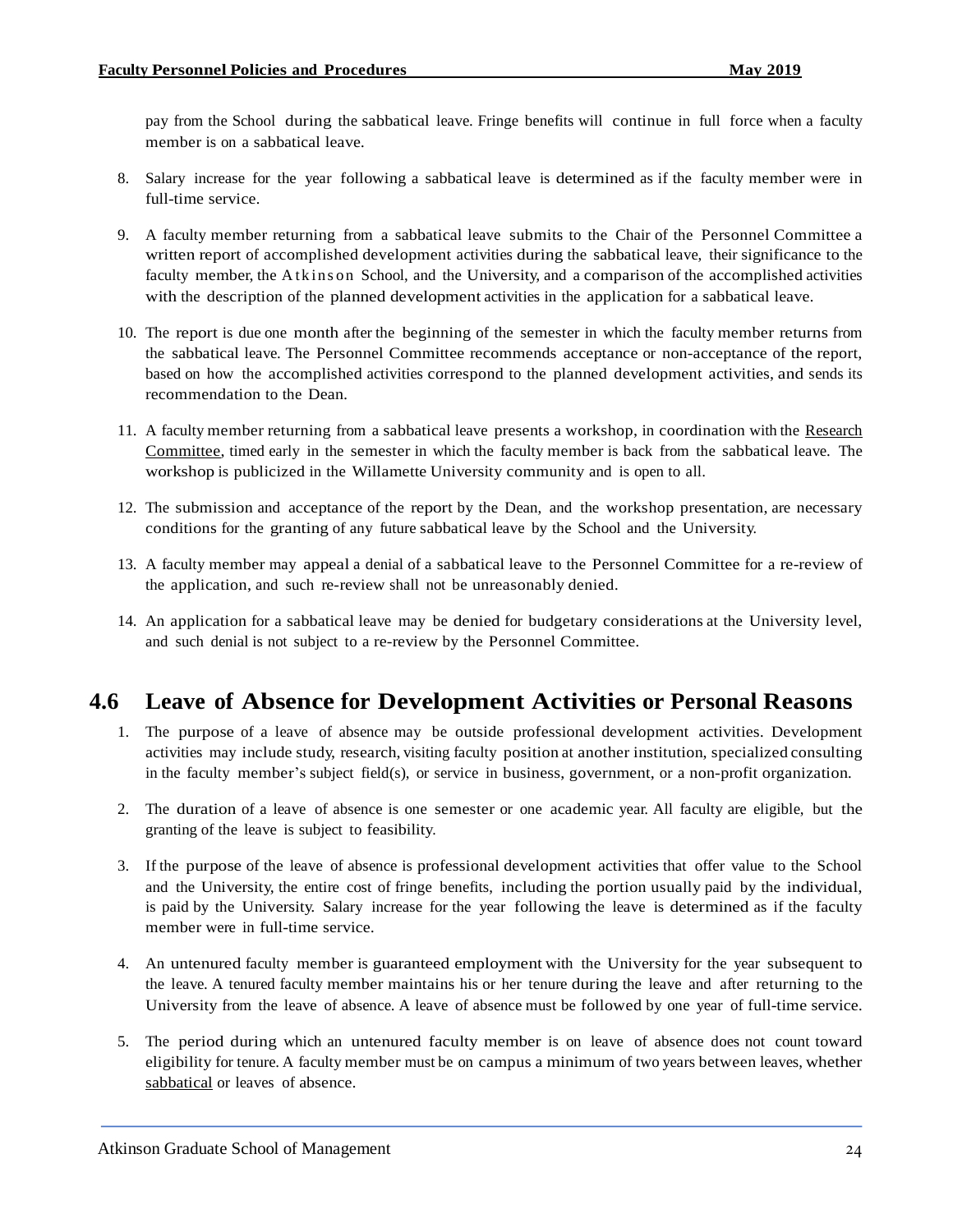pay from the School during the sabbatical leave. Fringe benefits will continue in full force when a faculty member is on a sabbatical leave.

8. Salary increase for the year following a sabbatical leave is determined as if the faculty member were in full-time service.
9. A faculty member returning from a sabbatical leave submits to the Chair of the Personnel Committee a written report of accomplished development activities during the sabbatical leave, their significance to the faculty member, the Atkinson School, and the University, and a comparison of the accomplished activities with the description of the planned development activities in the application for a sabbatical leave.
10. The report is due one month after the beginning of the semester in which the faculty member returns from the sabbatical leave. The Personnel Committee recommends acceptance or non-acceptance of the report, based on how the accomplished activities correspond to the planned development activities, and sends its recommendation to the Dean.
11. A faculty member returning from a sabbatical leave presents a workshop, in coordination with the Research Committee, timed early in the semester in which the faculty member is back from the sabbatical leave. The workshop is publicized in the Willamette University community and is open to all.
12. The submission and acceptance of the report by the Dean, and the workshop presentation, are necessary conditions for the granting of any future sabbatical leave by the School and the University.
13. A faculty member may appeal a denial of a sabbatical leave to the Personnel Committee for a re-review of the application, and such re-review shall not be unreasonably denied.
14. An application for a sabbatical leave may be denied for budgetary considerations at the University level, and such denial is not subject to a re-review by the Personnel Committee.

## 4.6 Leave of Absence for Development Activities or Personal Reasons

1. The purpose of a leave of absence may be outside professional development activities. Development activities may include study, research, visiting faculty position at another institution, specialized consulting in the faculty member's subject field(s), or service in business, government, or a non-profit organization.
2. The duration of a leave of absence is one semester or one academic year. All faculty are eligible, but the granting of the leave is subject to feasibility.
3. If the purpose of the leave of absence is professional development activities that offer value to the School and the University, the entire cost of fringe benefits, including the portion usually paid by the individual, is paid by the University. Salary increase for the year following the leave is determined as if the faculty member were in full-time service.
4. An untenured faculty member is guaranteed employment with the University for the year subsequent to the leave. A tenured faculty member maintains his or her tenure during the leave and after returning to the University from the leave of absence. A leave of absence must be followed by one year of full-time service.
5. The period during which an untenured faculty member is on leave of absence does not count toward eligibility for tenure. A faculty member must be on campus a minimum of two years between leaves, whether sabbatical or leaves of absence.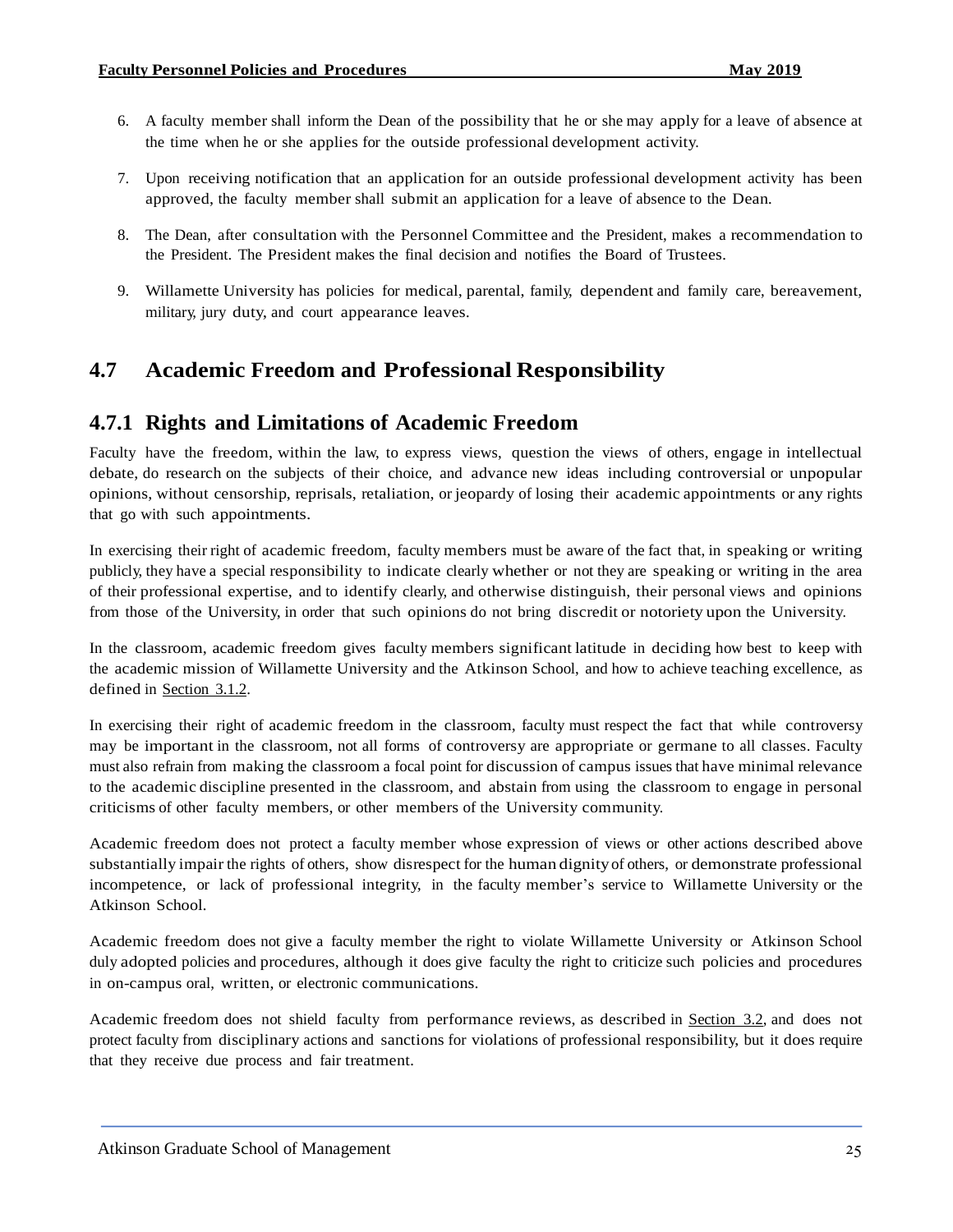6. A faculty member shall inform the Dean of the possibility that he or she may apply for a leave of absence at the time when he or she applies for the outside professional development activity.

7. Upon receiving notification that an application for an outside professional development activity has been approved, the faculty member shall submit an application for a leave of absence to the Dean.

8. The Dean, after consultation with the Personnel Committee and the President, makes a recommendation to the President. The President makes the final decision and notifies the Board of Trustees.

9. Willamette University has policies for medical, parental, family, dependent and family care, bereavement, military, jury duty, and court appearance leaves.

## 4.7 Academic Freedom and Professional Responsibility

### 4.7.1 Rights and Limitations of Academic Freedom

Faculty have the freedom, within the law, to express views, question the views of others, engage in intellectual debate, do research on the subjects of their choice, and advance new ideas including controversial or unpopular opinions, without censorship, reprisals, retaliation, or jeopardy of losing their academic appointments or any rights that go with such appointments.

In exercising their right of academic freedom, faculty members must be aware of the fact that, in speaking or writing publicly, they have a special responsibility to indicate clearly whether or not they are speaking or writing in the area of their professional expertise, and to identify clearly, and otherwise distinguish, their personal views and opinions from those of the University, in order that such opinions do not bring discredit or notoriety upon the University.

In the classroom, academic freedom gives faculty members significant latitude in deciding how best to keep with the academic mission of Willamette University and the Atkinson School, and how to achieve teaching excellence, as defined in Section 3.1.2.

In exercising their right of academic freedom in the classroom, faculty must respect the fact that while controversy may be important in the classroom, not all forms of controversy are appropriate or germane to all classes. Faculty must also refrain from making the classroom a focal point for discussion of campus issues that have minimal relevance to the academic discipline presented in the classroom, and abstain from using the classroom to engage in personal criticisms of other faculty members, or other members of the University community.

Academic freedom does not protect a faculty member whose expression of views or other actions described above substantially impair the rights of others, show disrespect for the human dignity of others, or demonstrate professional incompetence, or lack of professional integrity, in the faculty member's service to Willamette University or the Atkinson School.

Academic freedom does not give a faculty member the right to violate Willamette University or Atkinson School duly adopted policies and procedures, although it does give faculty the right to criticize such policies and procedures in on-campus oral, written, or electronic communications.

Academic freedom does not shield faculty from performance reviews, as described in Section 3.2, and does not protect faculty from disciplinary actions and sanctions for violations of professional responsibility, but it does require that they receive due process and fair treatment.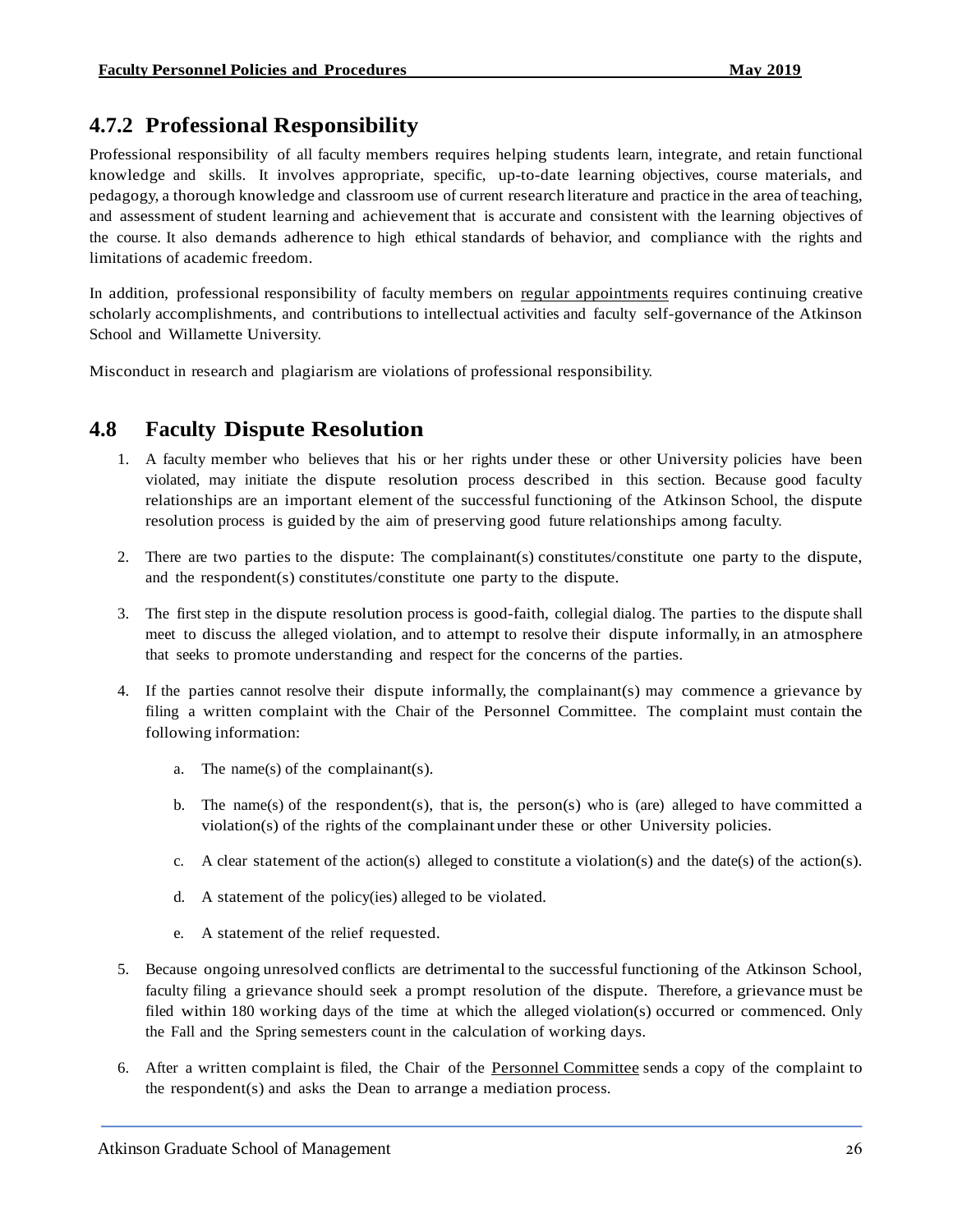### 4.7.2 Professional Responsibility

Professional responsibility of all faculty members requires helping students learn, integrate, and retain functional knowledge and skills. It involves appropriate, specific, up-to-date learning objectives, course materials, and pedagogy, a thorough knowledge and classroom use of current research literature and practice in the area of teaching, and assessment of student learning and achievement that is accurate and consistent with the learning objectives of the course. It also demands adherence to high ethical standards of behavior, and compliance with the rights and limitations of academic freedom.

In addition, professional responsibility of faculty members on regular appointments requires continuing creative scholarly accomplishments, and contributions to intellectual activities and faculty self-governance of the Atkinson School and Willamette University.

Misconduct in research and plagiarism are violations of professional responsibility.

## 4.8 Faculty Dispute Resolution

1. A faculty member who believes that his or her rights under these or other University policies have been violated, may initiate the dispute resolution process described in this section. Because good faculty relationships are an important element of the successful functioning of the Atkinson School, the dispute resolution process is guided by the aim of preserving good future relationships among faculty.

2. There are two parties to the dispute: The complainant(s) constitutes/constitute one party to the dispute, and the respondent(s) constitutes/constitute one party to the dispute.

3. The first step in the dispute resolution process is good-faith, collegial dialog. The parties to the dispute shall meet to discuss the alleged violation, and to attempt to resolve their dispute informally, in an atmosphere that seeks to promote understanding and respect for the concerns of the parties.

4. If the parties cannot resolve their dispute informally, the complainant(s) may commence a grievance by filing a written complaint with the Chair of the Personnel Committee. The complaint must contain the following information:

    a. The name(s) of the complainant(s).

    b. The name(s) of the respondent(s), that is, the person(s) who is (are) alleged to have committed a violation(s) of the rights of the complainant under these or other University policies.

    c. A clear statement of the action(s) alleged to constitute a violation(s) and the date(s) of the action(s).

    d. A statement of the policy(ies) alleged to be violated.

    e. A statement of the relief requested.

5. Because ongoing unresolved conflicts are detrimental to the successful functioning of the Atkinson School, faculty filing a grievance should seek a prompt resolution of the dispute. Therefore, a grievance must be filed within 180 working days of the time at which the alleged violation(s) occurred or commenced. Only the Fall and the Spring semesters count in the calculation of working days.

6. After a written complaint is filed, the Chair of the Personnel Committee sends a copy of the complaint to the respondent(s) and asks the Dean to arrange a mediation process.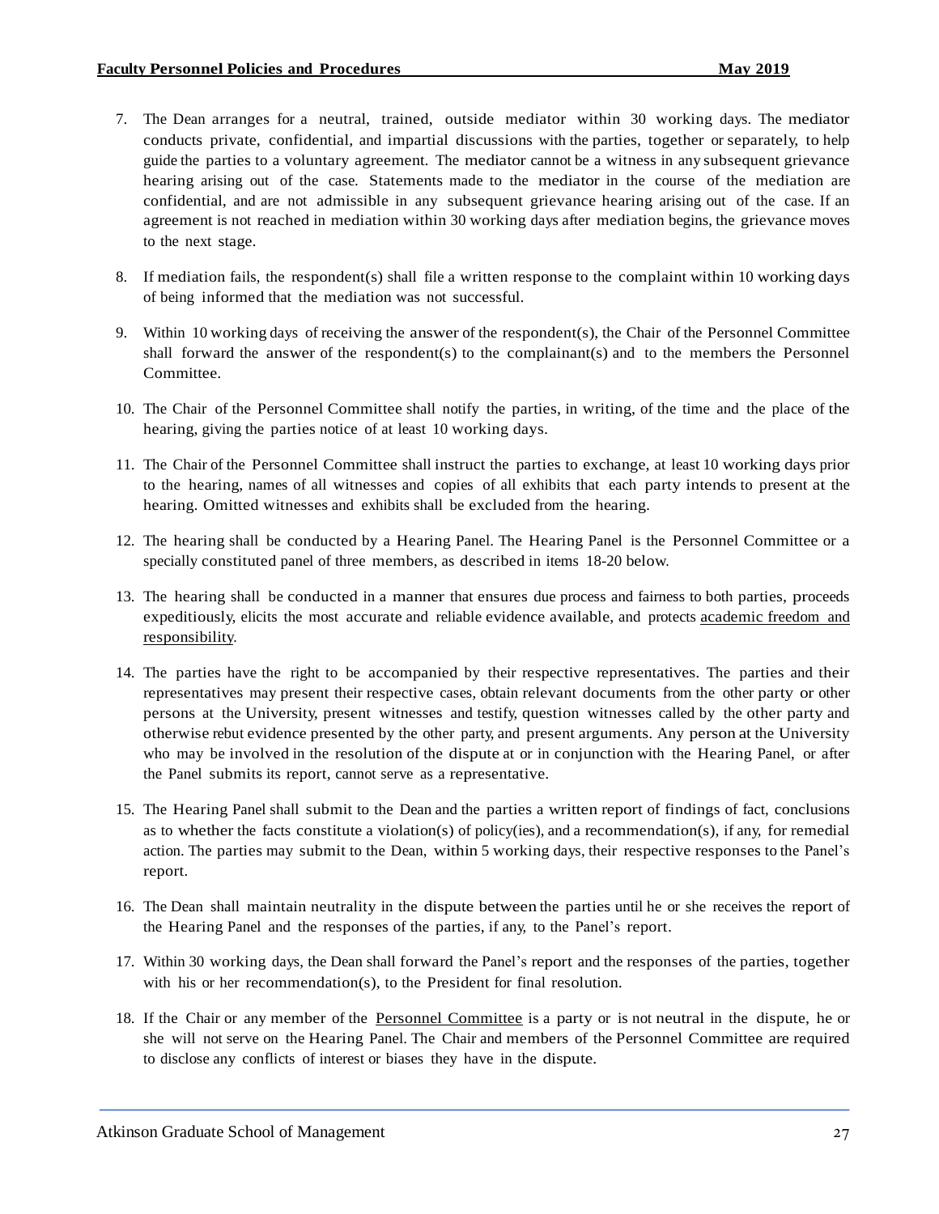7. The Dean arranges for a neutral, trained, outside mediator within 30 working days. The mediator conducts private, confidential, and impartial discussions with the parties, together or separately, to help guide the parties to a voluntary agreement. The mediator cannot be a witness in any subsequent grievance hearing arising out of the case. Statements made to the mediator in the course of the mediation are confidential, and are not admissible in any subsequent grievance hearing arising out of the case. If an agreement is not reached in mediation within 30 working days after mediation begins, the grievance moves to the next stage.

8. If mediation fails, the respondent(s) shall file a written response to the complaint within 10 working days of being informed that the mediation was not successful.

9. Within 10 working days of receiving the answer of the respondent(s), the Chair of the Personnel Committee shall forward the answer of the respondent(s) to the complainant(s) and to the members the Personnel Committee.

10. The Chair of the Personnel Committee shall notify the parties, in writing, of the time and the place of the hearing, giving the parties notice of at least 10 working days.

11. The Chair of the Personnel Committee shall instruct the parties to exchange, at least 10 working days prior to the hearing, names of all witnesses and copies of all exhibits that each party intends to present at the hearing. Omitted witnesses and exhibits shall be excluded from the hearing.

12. The hearing shall be conducted by a Hearing Panel. The Hearing Panel is the Personnel Committee or a specially constituted panel of three members, as described in items 18-20 below.

13. The hearing shall be conducted in a manner that ensures due process and fairness to both parties, proceeds expeditiously, elicits the most accurate and reliable evidence available, and protects academic freedom and responsibility.

14. The parties have the right to be accompanied by their respective representatives. The parties and their representatives may present their respective cases, obtain relevant documents from the other party or other persons at the University, present witnesses and testify, question witnesses called by the other party and otherwise rebut evidence presented by the other party, and present arguments. Any person at the University who may be involved in the resolution of the dispute at or in conjunction with the Hearing Panel, or after the Panel submits its report, cannot serve as a representative.

15. The Hearing Panel shall submit to the Dean and the parties a written report of findings of fact, conclusions as to whether the facts constitute a violation(s) of policy(ies), and a recommendation(s), if any, for remedial action. The parties may submit to the Dean, within 5 working days, their respective responses to the Panel's report.

16. The Dean shall maintain neutrality in the dispute between the parties until he or she receives the report of the Hearing Panel and the responses of the parties, if any, to the Panel's report.

17. Within 30 working days, the Dean shall forward the Panel's report and the responses of the parties, together with his or her recommendation(s), to the President for final resolution.

18. If the Chair or any member of the Personnel Committee is a party or is not neutral in the dispute, he or she will not serve on the Hearing Panel. The Chair and members of the Personnel Committee are required to disclose any conflicts of interest or biases they have in the dispute.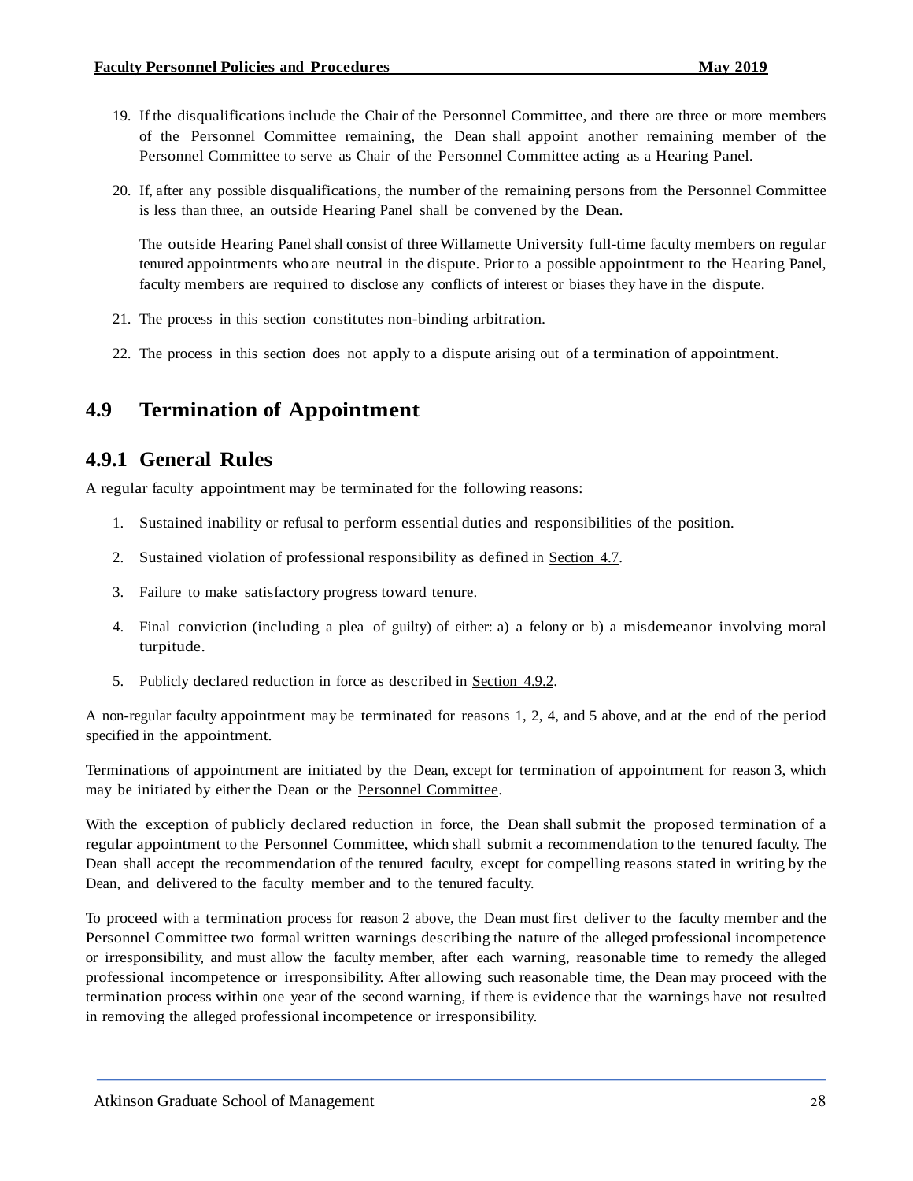19. If the disqualifications include the Chair of the Personnel Committee, and there are three or more members of the Personnel Committee remaining, the Dean shall appoint another remaining member of the Personnel Committee to serve as Chair of the Personnel Committee acting as a Hearing Panel.

20. If, after any possible disqualifications, the number of the remaining persons from the Personnel Committee is less than three, an outside Hearing Panel shall be convened by the Dean.

    The outside Hearing Panel shall consist of three Willamette University full-time faculty members on regular tenured appointments who are neutral in the dispute. Prior to a possible appointment to the Hearing Panel, faculty members are required to disclose any conflicts of interest or biases they have in the dispute.

21. The process in this section constitutes non-binding arbitration.

22. The process in this section does not apply to a dispute arising out of a termination of appointment.

## 4.9 Termination of Appointment

### 4.9.1 General Rules

A regular faculty appointment may be terminated for the following reasons:

1. Sustained inability or refusal to perform essential duties and responsibilities of the position.
2. Sustained violation of professional responsibility as defined in Section 4.7.
3. Failure to make satisfactory progress toward tenure.
4. Final conviction (including a plea of guilty) of either: a) a felony or b) a misdemeanor involving moral turpitude.
5. Publicly declared reduction in force as described in Section 4.9.2.

A non-regular faculty appointment may be terminated for reasons 1, 2, 4, and 5 above, and at the end of the period specified in the appointment.

Terminations of appointment are initiated by the Dean, except for termination of appointment for reason 3, which may be initiated by either the Dean or the Personnel Committee.

With the exception of publicly declared reduction in force, the Dean shall submit the proposed termination of a regular appointment to the Personnel Committee, which shall submit a recommendation to the tenured faculty. The Dean shall accept the recommendation of the tenured faculty, except for compelling reasons stated in writing by the Dean, and delivered to the faculty member and to the tenured faculty.

To proceed with a termination process for reason 2 above, the Dean must first deliver to the faculty member and the Personnel Committee two formal written warnings describing the nature of the alleged professional incompetence or irresponsibility, and must allow the faculty member, after each warning, reasonable time to remedy the alleged professional incompetence or irresponsibility. After allowing such reasonable time, the Dean may proceed with the termination process within one year of the second warning, if there is evidence that the warnings have not resulted in removing the alleged professional incompetence or irresponsibility.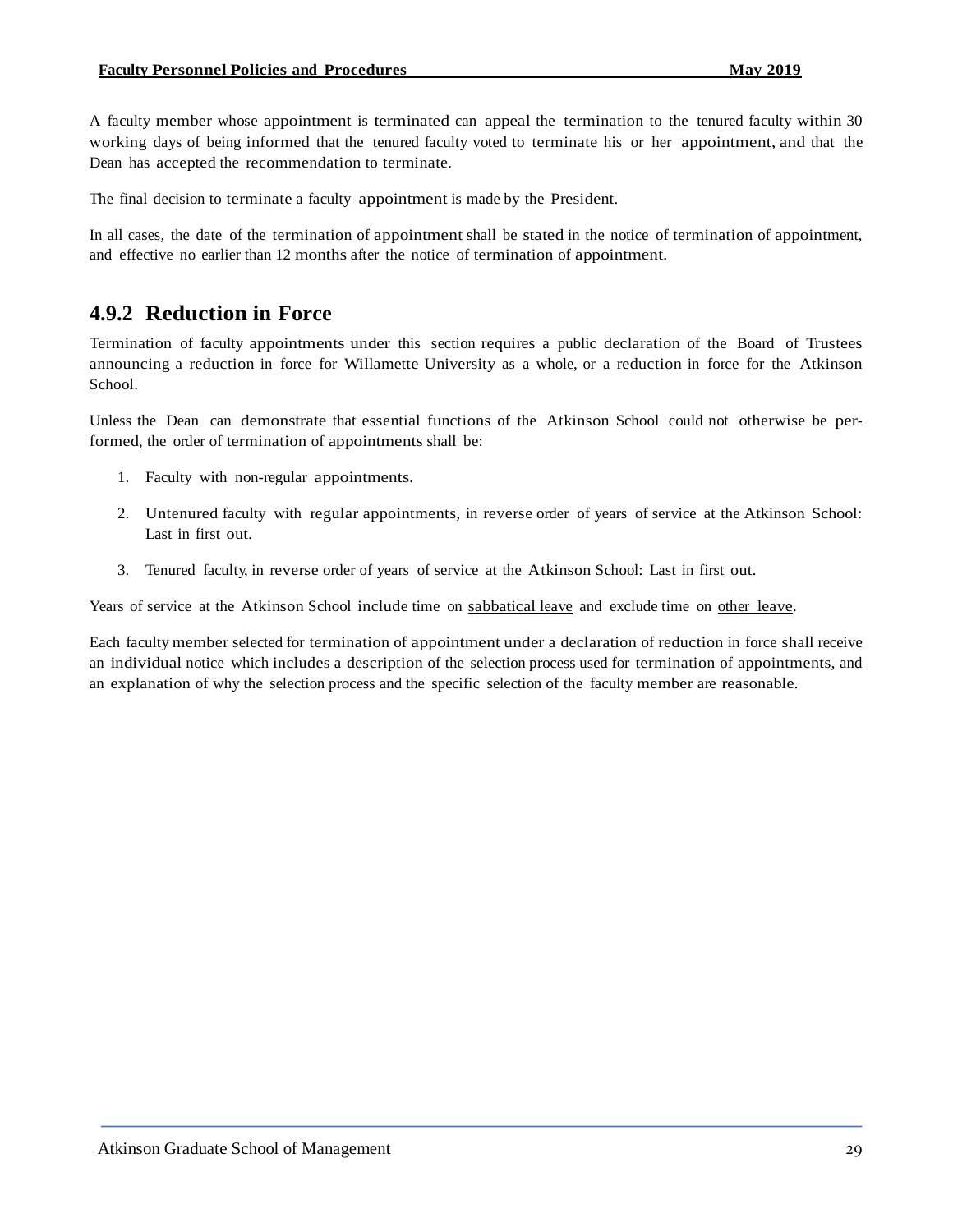A faculty member whose appointment is terminated can appeal the termination to the tenured faculty within 30 working days of being informed that the tenured faculty voted to terminate his or her appointment, and that the Dean has accepted the recommendation to terminate.

The final decision to terminate a faculty appointment is made by the President.

In all cases, the date of the termination of appointment shall be stated in the notice of termination of appointment, and effective no earlier than 12 months after the notice of termination of appointment.

### 4.9.2 Reduction in Force

Termination of faculty appointments under this section requires a public declaration of the Board of Trustees announcing a reduction in force for Willamette University as a whole, or a reduction in force for the Atkinson School.

Unless the Dean can demonstrate that essential functions of the Atkinson School could not otherwise be performed, the order of termination of appointments shall be:

1. Faculty with non-regular appointments.
2. Untenured faculty with regular appointments, in reverse order of years of service at the Atkinson School: Last in first out.
3. Tenured faculty, in reverse order of years of service at the Atkinson School: Last in first out.

Years of service at the Atkinson School include time on sabbatical leave and exclude time on other leave.

Each faculty member selected for termination of appointment under a declaration of reduction in force shall receive an individual notice which includes a description of the selection process used for termination of appointments, and an explanation of why the selection process and the specific selection of the faculty member are reasonable.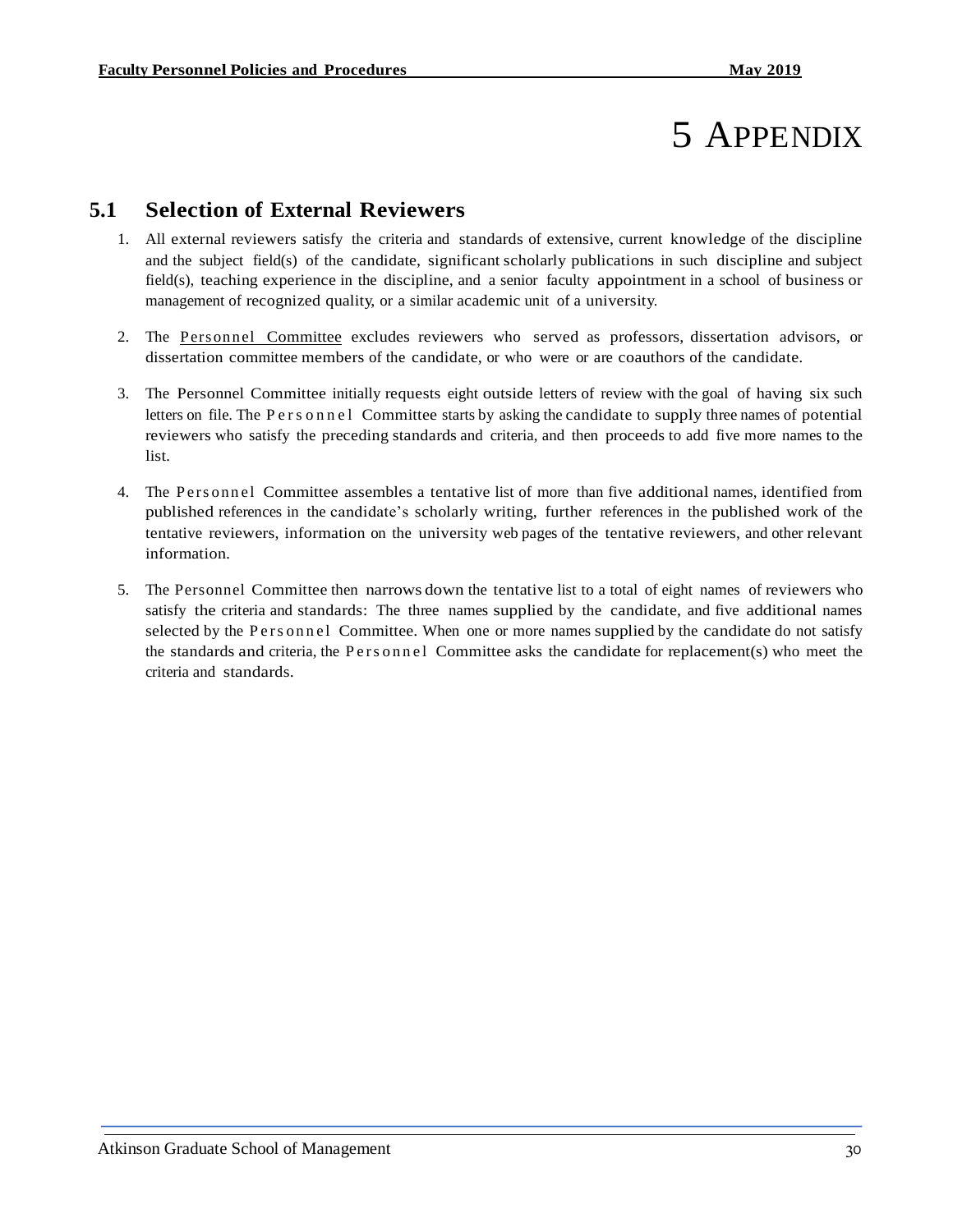# 5 APPENDIX

## 5.1 Selection of External Reviewers

1. All external reviewers satisfy the criteria and standards of extensive, current knowledge of the discipline and the subject field(s) of the candidate, significant scholarly publications in such discipline and subject field(s), teaching experience in the discipline, and a senior faculty appointment in a school of business or management of recognized quality, or a similar academic unit of a university.

2. The Personnel Committee excludes reviewers who served as professors, dissertation advisors, or dissertation committee members of the candidate, or who were or are coauthors of the candidate.

3. The Personnel Committee initially requests eight outside letters of review with the goal of having six such letters on file. The Personnel Committee starts by asking the candidate to supply three names of potential reviewers who satisfy the preceding standards and criteria, and then proceeds to add five more names to the list.

4. The Personnel Committee assembles a tentative list of more than five additional names, identified from published references in the candidate's scholarly writing, further references in the published work of the tentative reviewers, information on the university web pages of the tentative reviewers, and other relevant information.

5. The Personnel Committee then narrows down the tentative list to a total of eight names of reviewers who satisfy the criteria and standards: The three names supplied by the candidate, and five additional names selected by the Personnel Committee. When one or more names supplied by the candidate do not satisfy the standards and criteria, the Personnel Committee asks the candidate for replacement(s) who meet the criteria and standards.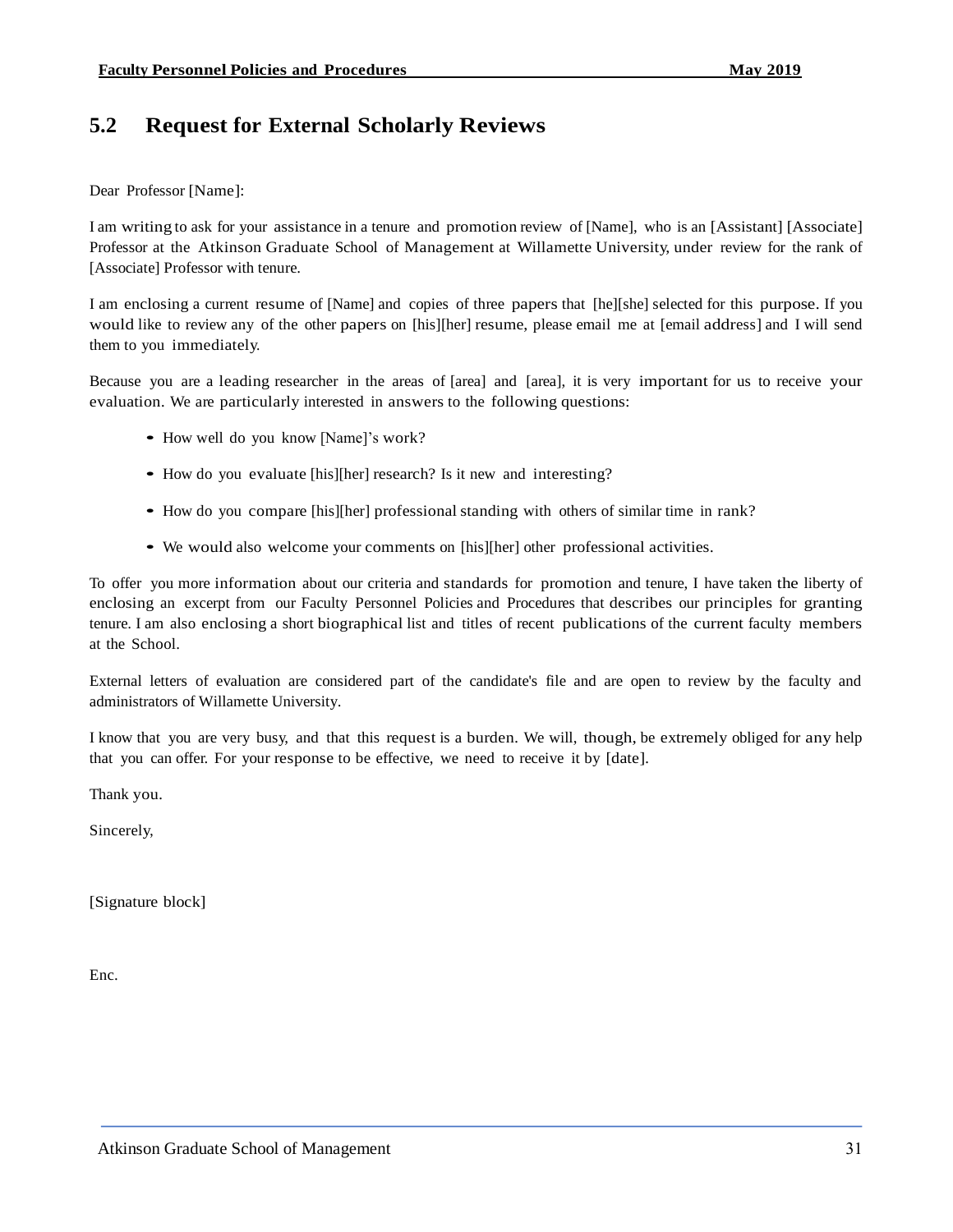## 5.2 Request for External Scholarly Reviews

Dear Professor [Name]:

I am writing to ask for your assistance in a tenure and promotion review of [Name], who is an [Assistant] [Associate] Professor at the Atkinson Graduate School of Management at Willamette University, under review for the rank of [Associate] Professor with tenure.

I am enclosing a current resume of [Name] and copies of three papers that [he][she] selected for this purpose. If you would like to review any of the other papers on [his][her] resume, please email me at [email address] and I will send them to you immediately.

Because you are a leading researcher in the areas of [area] and [area], it is very important for us to receive your evaluation. We are particularly interested in answers to the following questions:

- How well do you know [Name]'s work?
- How do you evaluate [his][her] research? Is it new and interesting?
- How do you compare [his][her] professional standing with others of similar time in rank?
- We would also welcome your comments on [his][her] other professional activities.

To offer you more information about our criteria and standards for promotion and tenure, I have taken the liberty of enclosing an excerpt from our Faculty Personnel Policies and Procedures that describes our principles for granting tenure. I am also enclosing a short biographical list and titles of recent publications of the current faculty members at the School.

External letters of evaluation are considered part of the candidate's file and are open to review by the faculty and administrators of Willamette University.

I know that you are very busy, and that this request is a burden. We will, though, be extremely obliged for any help that you can offer. For your response to be effective, we need to receive it by [date].

Thank you.

Sincerely,

[Signature block]

Enc.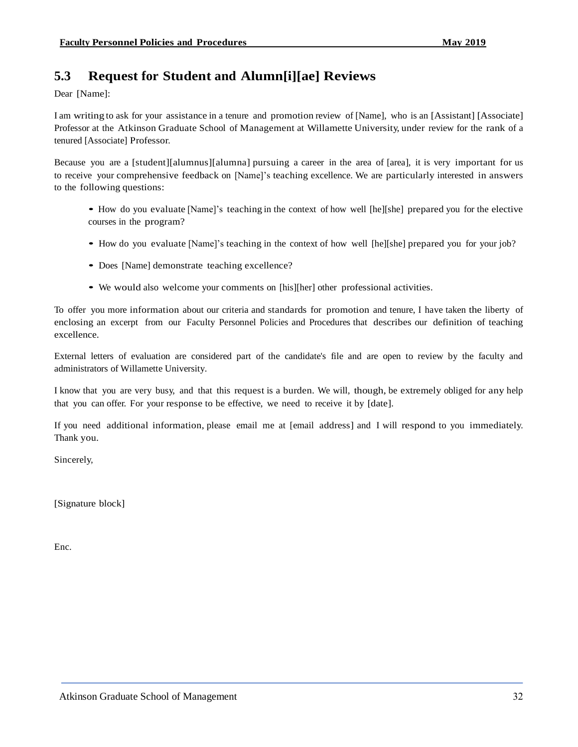## 5.3 Request for Student and Alumn[i][ae] Reviews

Dear [Name]:

I am writing to ask for your assistance in a tenure and promotion review of [Name], who is an [Assistant] [Associate] Professor at the Atkinson Graduate School of Management at Willamette University, under review for the rank of a tenured [Associate] Professor.

Because you are a [student][alumnus][alumna] pursuing a career in the area of [area], it is very important for us to receive your comprehensive feedback on [Name]'s teaching excellence. We are particularly interested in answers to the following questions:

- How do you evaluate [Name]'s teaching in the context of how well [he][she] prepared you for the elective courses in the program?
- How do you evaluate [Name]'s teaching in the context of how well [he][she] prepared you for your job?
- Does [Name] demonstrate teaching excellence?
- We would also welcome your comments on [his][her] other professional activities.

To offer you more information about our criteria and standards for promotion and tenure, I have taken the liberty of enclosing an excerpt from our Faculty Personnel Policies and Procedures that describes our definition of teaching excellence.

External letters of evaluation are considered part of the candidate's file and are open to review by the faculty and administrators of Willamette University.

I know that you are very busy, and that this request is a burden. We will, though, be extremely obliged for any help that you can offer. For your response to be effective, we need to receive it by [date].

If you need additional information, please email me at [email address] and I will respond to you immediately. Thank you.

Sincerely,

[Signature block]

Enc.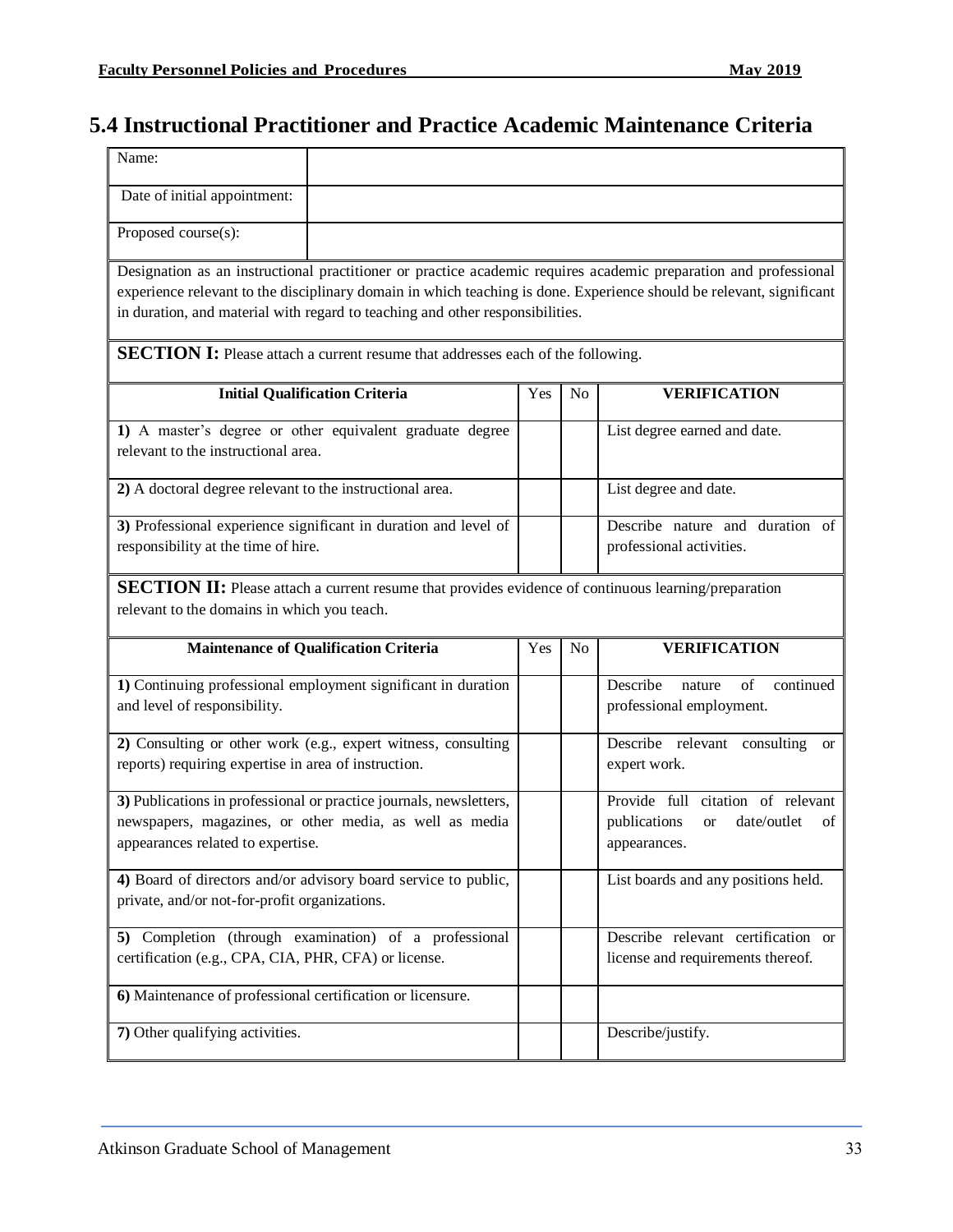## 5.4 Instructional Practitioner and Practice Academic Maintenance Criteria

| | |
|---|---|
| Name: | |
| Date of initial appointment: | |
| Proposed course(s): | |

Designation as an instructional practitioner or practice academic requires academic preparation and professional experience relevant to the disciplinary domain in which teaching is done. Experience should be relevant, significant in duration, and material with regard to teaching and other responsibilities.

**SECTION I:** Please attach a current resume that addresses each of the following.

| Initial Qualification Criteria | Yes | No | VERIFICATION |
|---|---|---|---|
| **1)** A master's degree or other equivalent graduate degree relevant to the instructional area. | | | List degree earned and date. |
| **2)** A doctoral degree relevant to the instructional area. | | | List degree and date. |
| **3)** Professional experience significant in duration and level of responsibility at the time of hire. | | | Describe nature and duration of professional activities. |

**SECTION II:** Please attach a current resume that provides evidence of continuous learning/preparation relevant to the domains in which you teach.

| Maintenance of Qualification Criteria | Yes | No | VERIFICATION |
|---|---|---|---|
| **1)** Continuing professional employment significant in duration and level of responsibility. | | | Describe nature of continued professional employment. |
| **2)** Consulting or other work (e.g., expert witness, consulting reports) requiring expertise in area of instruction. | | | Describe relevant consulting or expert work. |
| **3)** Publications in professional or practice journals, newsletters, newspapers, magazines, or other media, as well as media appearances related to expertise. | | | Provide full citation of relevant publications or date/outlet of appearances. |
| **4)** Board of directors and/or advisory board service to public, private, and/or not-for-profit organizations. | | | List boards and any positions held. |
| **5)** Completion (through examination) of a professional certification (e.g., CPA, CIA, PHR, CFA) or license. | | | Describe relevant certification or license and requirements thereof. |
| **6)** Maintenance of professional certification or licensure. | | | |
| **7)** Other qualifying activities. | | | Describe/justify. |